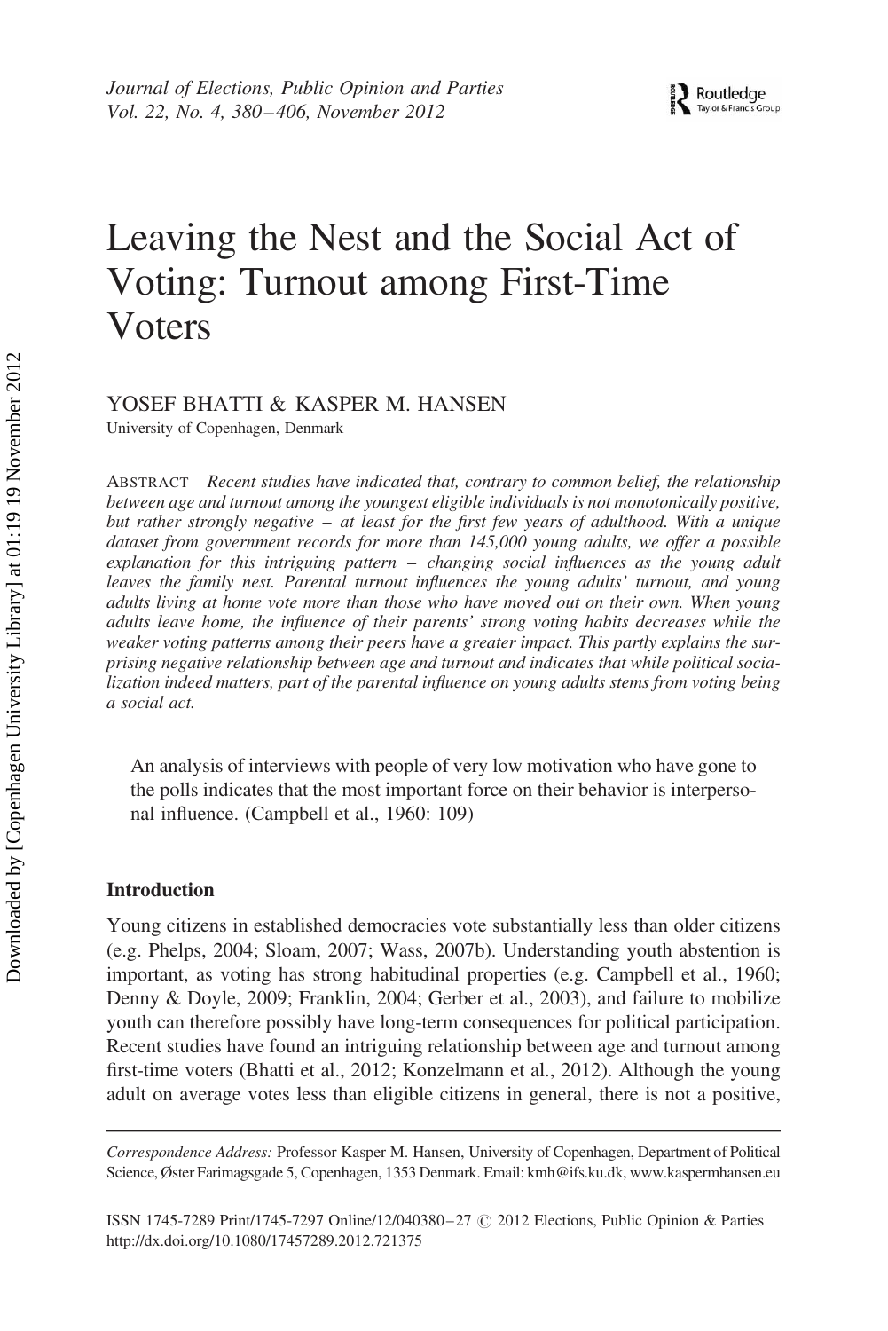# Leaving the Nest and the Social Act of Voting: Turnout among First-Time Voters

YOSEF BHATTI & KASPER M. HANSEN

University of Copenhagen, Denmark

ABSTRACT *Recent studies have indicated that, contrary to common belief, the relationship between age and turnout among the youngest eligible individuals is not monotonically positive, but rather strongly negative – at least for the first few years of adulthood. With a unique dataset from government records for more than 145,000 young adults, we offer a possible explanation for this intriguing pattern – changing social influences as the young adult leaves the family nest. Parental turnout influences the young adults' turnout, and young adults living at home vote more than those who have moved out on their own. When young adults leave home, the influence of their parents' strong voting habits decreases while the weaker voting patterns among their peers have a greater impact. This partly explains the surprising negative relationship between age and turnout and indicates that while political socialization indeed matters, part of the parental influence on young adults stems from voting being a social act.*

> An analysis of interviews with people of very low motivation who have gone to the polls indicates that the most important force on their behavior is interpersonal influence. (Campbell et al., 1960: 109)

## Introduction

Young citizens in established democracies vote substantially less than older citizens (e.g. Phelps, 2004; Sloam, 2007; Wass, 2007b). Understanding youth abstention is important, as voting has strong habitudinal properties (e.g. Campbell et al., 1960; Denny & Doyle, 2009; Franklin, 2004; Gerber et al., 2003), and failure to mobilize youth can therefore possibly have long-term consequences for political participation. Recent studies have found an intriguing relationship between age and turnout among first-time voters (Bhatti et al., 2012; Konzelmann et al., 2012). Although the young adult on average votes less than eligible citizens in general, there is not a positive,

---

*Correspondence Address:* Professor Kasper M. Hansen, University of Copenhagen, Department of Political Science, Øster Farimagsgade 5, Copenhagen, 1353 Denmark. Email: kmh@ifs.ku.dk, www.kaspermhansen.eu

ISSN 1745-7289 Print/1745-7297 Online/12/040380–27 © 2012 Elections, Public Opinion & Parties
http://dx.doi.org/10.1080/17457289.2012.721375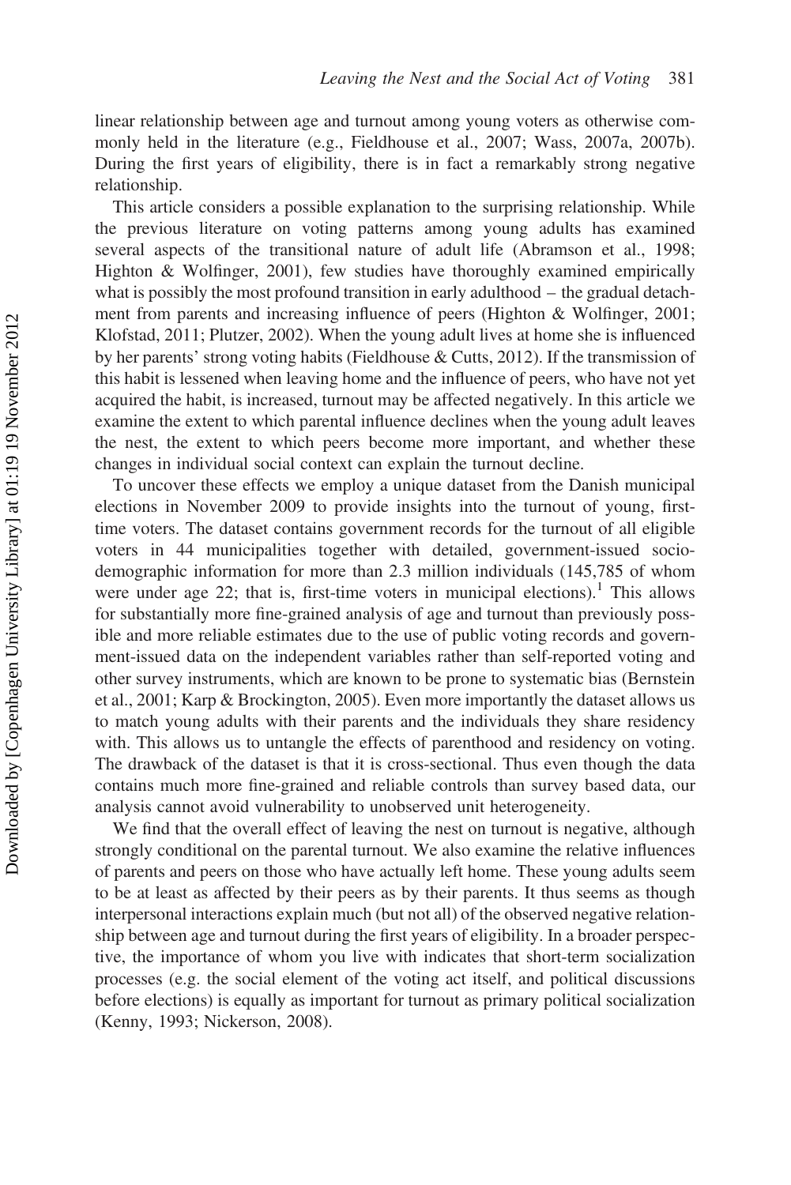linear relationship between age and turnout among young voters as otherwise commonly held in the literature (e.g., Fieldhouse et al., 2007; Wass, 2007a, 2007b). During the first years of eligibility, there is in fact a remarkably strong negative relationship.

This article considers a possible explanation to the surprising relationship. While the previous literature on voting patterns among young adults has examined several aspects of the transitional nature of adult life (Abramson et al., 1998; Highton & Wolfinger, 2001), few studies have thoroughly examined empirically what is possibly the most profound transition in early adulthood – the gradual detachment from parents and increasing influence of peers (Highton & Wolfinger, 2001; Klofstad, 2011; Plutzer, 2002). When the young adult lives at home she is influenced by her parents' strong voting habits (Fieldhouse & Cutts, 2012). If the transmission of this habit is lessened when leaving home and the influence of peers, who have not yet acquired the habit, is increased, turnout may be affected negatively. In this article we examine the extent to which parental influence declines when the young adult leaves the nest, the extent to which peers become more important, and whether these changes in individual social context can explain the turnout decline.

To uncover these effects we employ a unique dataset from the Danish municipal elections in November 2009 to provide insights into the turnout of young, first-time voters. The dataset contains government records for the turnout of all eligible voters in 44 municipalities together with detailed, government-issued socio-demographic information for more than 2.3 million individuals (145,785 of whom were under age 22; that is, first-time voters in municipal elections).[1] This allows for substantially more fine-grained analysis of age and turnout than previously possible and more reliable estimates due to the use of public voting records and government-issued data on the independent variables rather than self-reported voting and other survey instruments, which are known to be prone to systematic bias (Bernstein et al., 2001; Karp & Brockington, 2005). Even more importantly the dataset allows us to match young adults with their parents and the individuals they share residency with. This allows us to untangle the effects of parenthood and residency on voting. The drawback of the dataset is that it is cross-sectional. Thus even though the data contains much more fine-grained and reliable controls than survey based data, our analysis cannot avoid vulnerability to unobserved unit heterogeneity.

We find that the overall effect of leaving the nest on turnout is negative, although strongly conditional on the parental turnout. We also examine the relative influences of parents and peers on those who have actually left home. These young adults seem to be at least as affected by their peers as by their parents. It thus seems as though interpersonal interactions explain much (but not all) of the observed negative relationship between age and turnout during the first years of eligibility. In a broader perspective, the importance of whom you live with indicates that short-term socialization processes (e.g. the social element of the voting act itself, and political discussions before elections) is equally as important for turnout as primary political socialization (Kenny, 1993; Nickerson, 2008).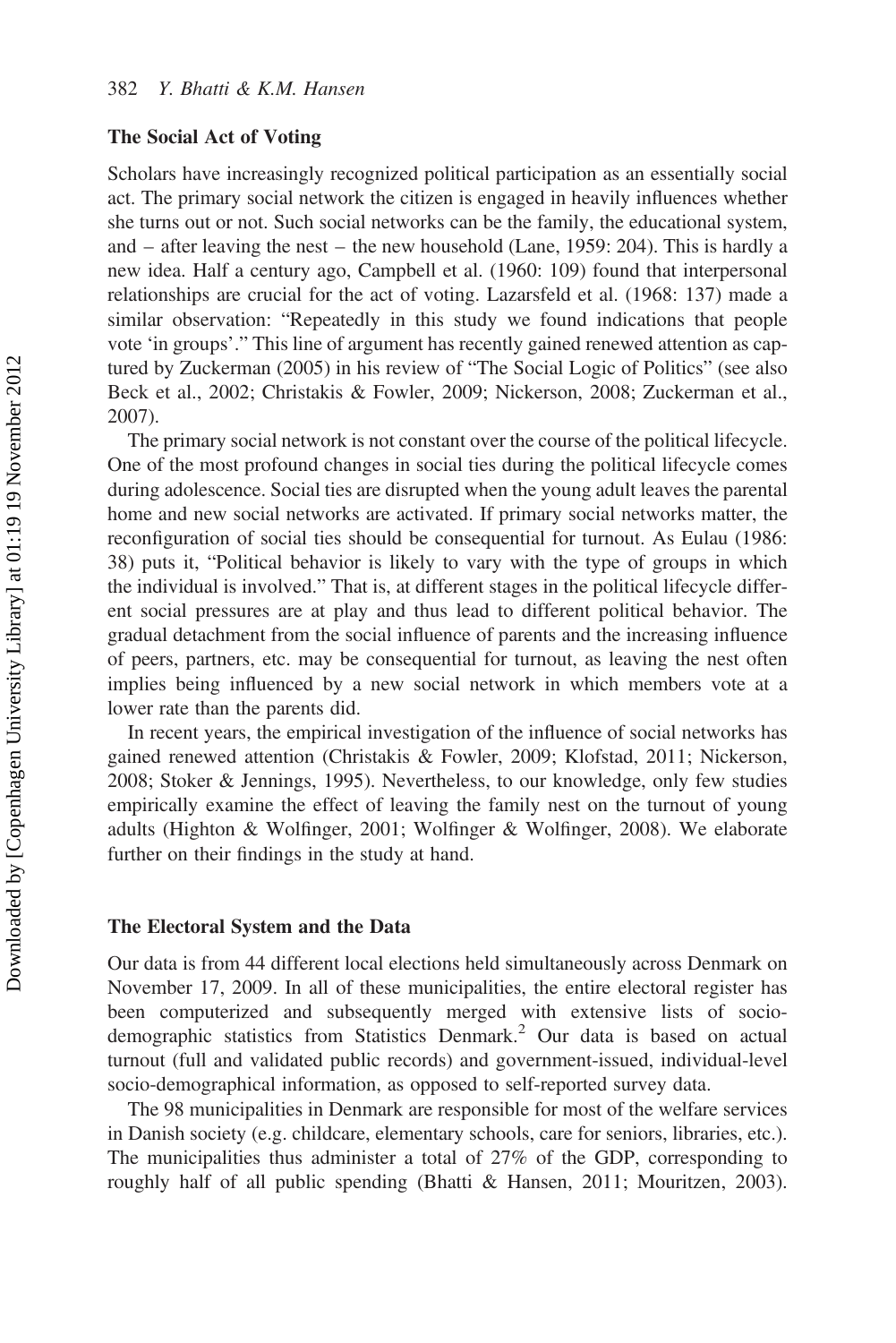## The Social Act of Voting

Scholars have increasingly recognized political participation as an essentially social act. The primary social network the citizen is engaged in heavily influences whether she turns out or not. Such social networks can be the family, the educational system, and – after leaving the nest – the new household (Lane, 1959: 204). This is hardly a new idea. Half a century ago, Campbell et al. (1960: 109) found that interpersonal relationships are crucial for the act of voting. Lazarsfeld et al. (1968: 137) made a similar observation: "Repeatedly in this study we found indications that people vote 'in groups'." This line of argument has recently gained renewed attention as captured by Zuckerman (2005) in his review of "The Social Logic of Politics" (see also Beck et al., 2002; Christakis & Fowler, 2009; Nickerson, 2008; Zuckerman et al., 2007).

The primary social network is not constant over the course of the political lifecycle. One of the most profound changes in social ties during the political lifecycle comes during adolescence. Social ties are disrupted when the young adult leaves the parental home and new social networks are activated. If primary social networks matter, the reconfiguration of social ties should be consequential for turnout. As Eulau (1986: 38) puts it, "Political behavior is likely to vary with the type of groups in which the individual is involved." That is, at different stages in the political lifecycle different social pressures are at play and thus lead to different political behavior. The gradual detachment from the social influence of parents and the increasing influence of peers, partners, etc. may be consequential for turnout, as leaving the nest often implies being influenced by a new social network in which members vote at a lower rate than the parents did.

In recent years, the empirical investigation of the influence of social networks has gained renewed attention (Christakis & Fowler, 2009; Klofstad, 2011; Nickerson, 2008; Stoker & Jennings, 1995). Nevertheless, to our knowledge, only few studies empirically examine the effect of leaving the family nest on the turnout of young adults (Highton & Wolfinger, 2001; Wolfinger & Wolfinger, 2008). We elaborate further on their findings in the study at hand.

## The Electoral System and the Data

Our data is from 44 different local elections held simultaneously across Denmark on November 17, 2009. In all of these municipalities, the entire electoral register has been computerized and subsequently merged with extensive lists of socio-demographic statistics from Statistics Denmark.[2] Our data is based on actual turnout (full and validated public records) and government-issued, individual-level socio-demographical information, as opposed to self-reported survey data.

The 98 municipalities in Denmark are responsible for most of the welfare services in Danish society (e.g. childcare, elementary schools, care for seniors, libraries, etc.). The municipalities thus administer a total of 27% of the GDP, corresponding to roughly half of all public spending (Bhatti & Hansen, 2011; Mouritzen, 2003).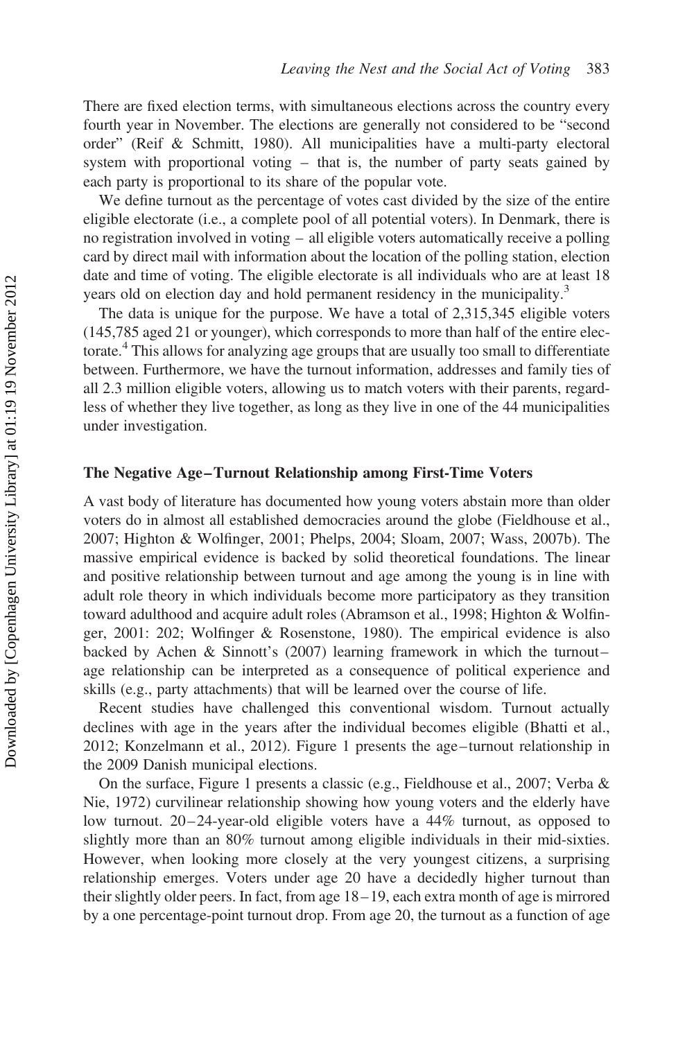There are fixed election terms, with simultaneous elections across the country every fourth year in November. The elections are generally not considered to be "second order" (Reif & Schmitt, 1980). All municipalities have a multi-party electoral system with proportional voting – that is, the number of party seats gained by each party is proportional to its share of the popular vote.

We define turnout as the percentage of votes cast divided by the size of the entire eligible electorate (i.e., a complete pool of all potential voters). In Denmark, there is no registration involved in voting – all eligible voters automatically receive a polling card by direct mail with information about the location of the polling station, election date and time of voting. The eligible electorate is all individuals who are at least 18 years old on election day and hold permanent residency in the municipality.[3]

The data is unique for the purpose. We have a total of 2,315,345 eligible voters (145,785 aged 21 or younger), which corresponds to more than half of the entire electorate.[4] This allows for analyzing age groups that are usually too small to differentiate between. Furthermore, we have the turnout information, addresses and family ties of all 2.3 million eligible voters, allowing us to match voters with their parents, regardless of whether they live together, as long as they live in one of the 44 municipalities under investigation.

## The Negative Age–Turnout Relationship among First-Time Voters

A vast body of literature has documented how young voters abstain more than older voters do in almost all established democracies around the globe (Fieldhouse et al., 2007; Highton & Wolfinger, 2001; Phelps, 2004; Sloam, 2007; Wass, 2007b). The massive empirical evidence is backed by solid theoretical foundations. The linear and positive relationship between turnout and age among the young is in line with adult role theory in which individuals become more participatory as they transition toward adulthood and acquire adult roles (Abramson et al., 1998; Highton & Wolfinger, 2001: 202; Wolfinger & Rosenstone, 1980). The empirical evidence is also backed by Achen & Sinnott's (2007) learning framework in which the turnout–age relationship can be interpreted as a consequence of political experience and skills (e.g., party attachments) that will be learned over the course of life.

Recent studies have challenged this conventional wisdom. Turnout actually declines with age in the years after the individual becomes eligible (Bhatti et al., 2012; Konzelmann et al., 2012). Figure 1 presents the age–turnout relationship in the 2009 Danish municipal elections.

On the surface, Figure 1 presents a classic (e.g., Fieldhouse et al., 2007; Verba & Nie, 1972) curvilinear relationship showing how young voters and the elderly have low turnout. 20–24-year-old eligible voters have a 44% turnout, as opposed to slightly more than an 80% turnout among eligible individuals in their mid-sixties. However, when looking more closely at the very youngest citizens, a surprising relationship emerges. Voters under age 20 have a decidedly higher turnout than their slightly older peers. In fact, from age 18–19, each extra month of age is mirrored by a one percentage-point turnout drop. From age 20, the turnout as a function of age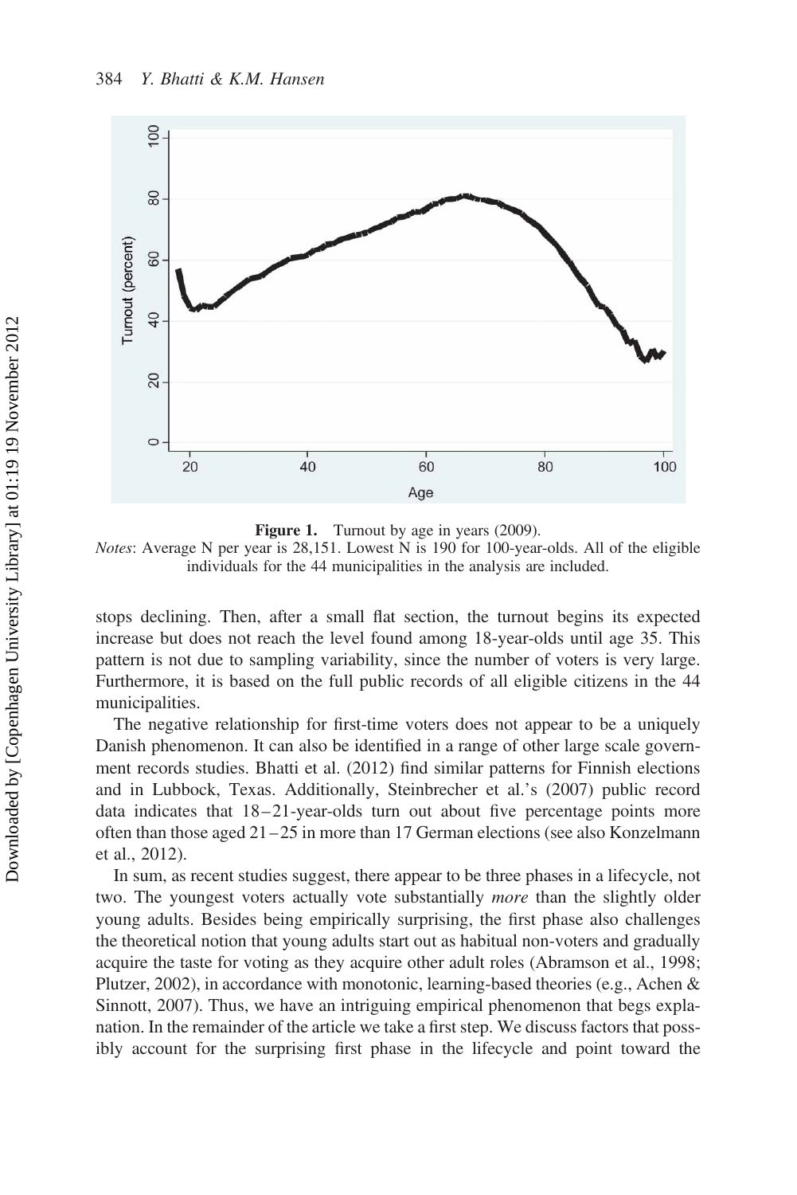**Figure 1.** Turnout by age in years (2009).

*Notes*: Average N per year is 28,151. Lowest N is 190 for 100-year-olds. All of the eligible individuals for the 44 municipalities in the analysis are included.

stops declining. Then, after a small flat section, the turnout begins its expected increase but does not reach the level found among 18-year-olds until age 35. This pattern is not due to sampling variability, since the number of voters is very large. Furthermore, it is based on the full public records of all eligible citizens in the 44 municipalities.

The negative relationship for first-time voters does not appear to be a uniquely Danish phenomenon. It can also be identified in a range of other large scale government records studies. Bhatti et al. (2012) find similar patterns for Finnish elections and in Lubbock, Texas. Additionally, Steinbrecher et al.'s (2007) public record data indicates that 18–21-year-olds turn out about five percentage points more often than those aged 21–25 in more than 17 German elections (see also Konzelmann et al., 2012).

In sum, as recent studies suggest, there appear to be three phases in a lifecycle, not two. The youngest voters actually vote substantially *more* than the slightly older young adults. Besides being empirically surprising, the first phase also challenges the theoretical notion that young adults start out as habitual non-voters and gradually acquire the taste for voting as they acquire other adult roles (Abramson et al., 1998; Plutzer, 2002), in accordance with monotonic, learning-based theories (e.g., Achen & Sinnott, 2007). Thus, we have an intriguing empirical phenomenon that begs explanation. In the remainder of the article we take a first step. We discuss factors that possibly account for the surprising first phase in the lifecycle and point toward the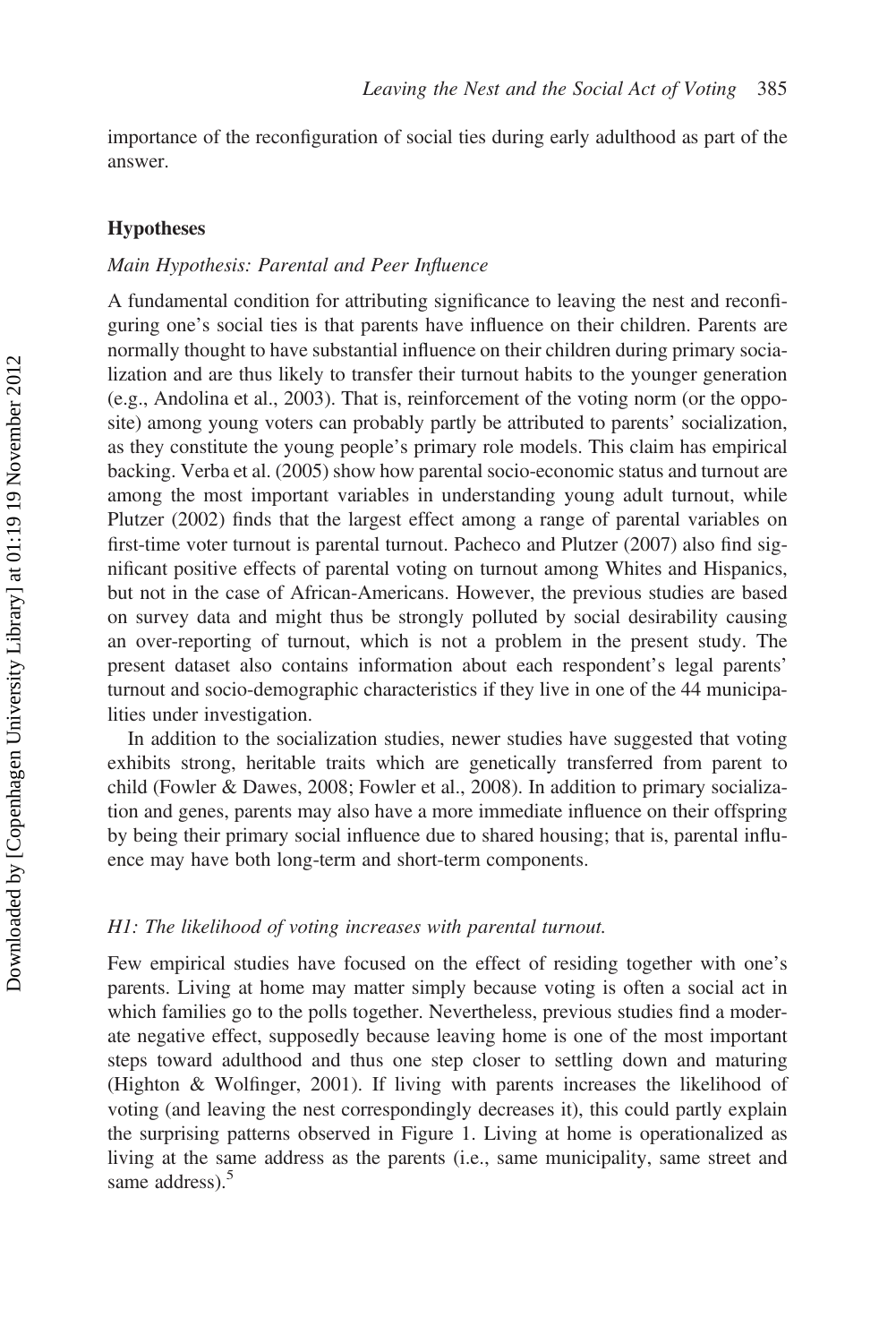importance of the reconfiguration of social ties during early adulthood as part of the answer.

## Hypotheses

### *Main Hypothesis: Parental and Peer Influence*

A fundamental condition for attributing significance to leaving the nest and reconfiguring one's social ties is that parents have influence on their children. Parents are normally thought to have substantial influence on their children during primary socialization and are thus likely to transfer their turnout habits to the younger generation (e.g., Andolina et al., 2003). That is, reinforcement of the voting norm (or the opposite) among young voters can probably partly be attributed to parents' socialization, as they constitute the young people's primary role models. This claim has empirical backing. Verba et al. (2005) show how parental socio-economic status and turnout are among the most important variables in understanding young adult turnout, while Plutzer (2002) finds that the largest effect among a range of parental variables on first-time voter turnout is parental turnout. Pacheco and Plutzer (2007) also find significant positive effects of parental voting on turnout among Whites and Hispanics, but not in the case of African-Americans. However, the previous studies are based on survey data and might thus be strongly polluted by social desirability causing an over-reporting of turnout, which is not a problem in the present study. The present dataset also contains information about each respondent's legal parents' turnout and socio-demographic characteristics if they live in one of the 44 municipalities under investigation.

In addition to the socialization studies, newer studies have suggested that voting exhibits strong, heritable traits which are genetically transferred from parent to child (Fowler & Dawes, 2008; Fowler et al., 2008). In addition to primary socialization and genes, parents may also have a more immediate influence on their offspring by being their primary social influence due to shared housing; that is, parental influence may have both long-term and short-term components.

*H1: The likelihood of voting increases with parental turnout.*

Few empirical studies have focused on the effect of residing together with one's parents. Living at home may matter simply because voting is often a social act in which families go to the polls together. Nevertheless, previous studies find a moderate negative effect, supposedly because leaving home is one of the most important steps toward adulthood and thus one step closer to settling down and maturing (Highton & Wolfinger, 2001). If living with parents increases the likelihood of voting (and leaving the nest correspondingly decreases it), this could partly explain the surprising patterns observed in Figure 1. Living at home is operationalized as living at the same address as the parents (i.e., same municipality, same street and same address).[5]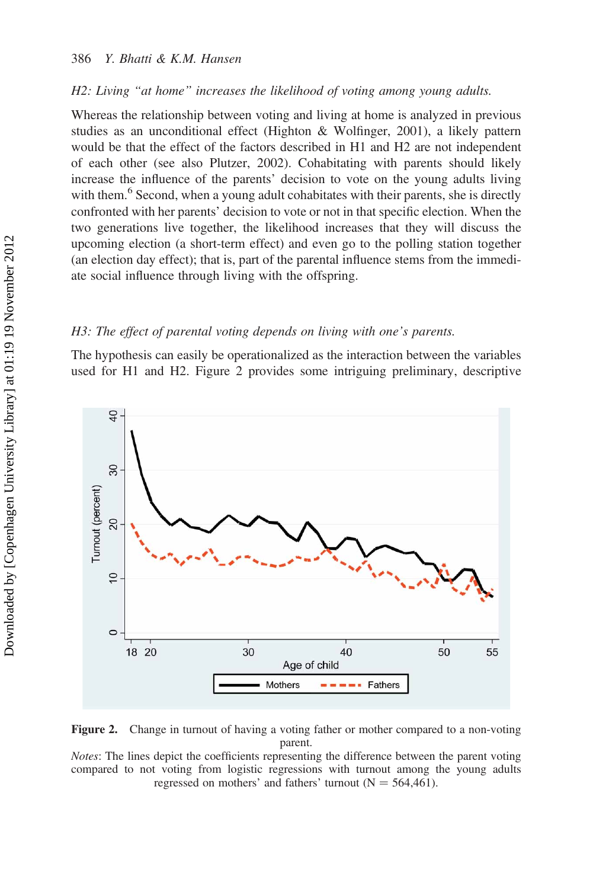*H2: Living "at home" increases the likelihood of voting among young adults.*

Whereas the relationship between voting and living at home is analyzed in previous studies as an unconditional effect (Highton & Wolfinger, 2001), a likely pattern would be that the effect of the factors described in H1 and H2 are not independent of each other (see also Plutzer, 2002). Cohabitating with parents should likely increase the influence of the parents' decision to vote on the young adults living with them.[6] Second, when a young adult cohabitates with their parents, she is directly confronted with her parents' decision to vote or not in that specific election. When the two generations live together, the likelihood increases that they will discuss the upcoming election (a short-term effect) and even go to the polling station together (an election day effect); that is, part of the parental influence stems from the immediate social influence through living with the offspring.

*H3: The effect of parental voting depends on living with one's parents.*

The hypothesis can easily be operationalized as the interaction between the variables used for H1 and H2. Figure 2 provides some intriguing preliminary, descriptive

**Figure 2.** Change in turnout of having a voting father or mother compared to a non-voting parent.

*Notes*: The lines depict the coefficients representing the difference between the parent voting compared to not voting from logistic regressions with turnout among the young adults regressed on mothers' and fathers' turnout (N = 564,461).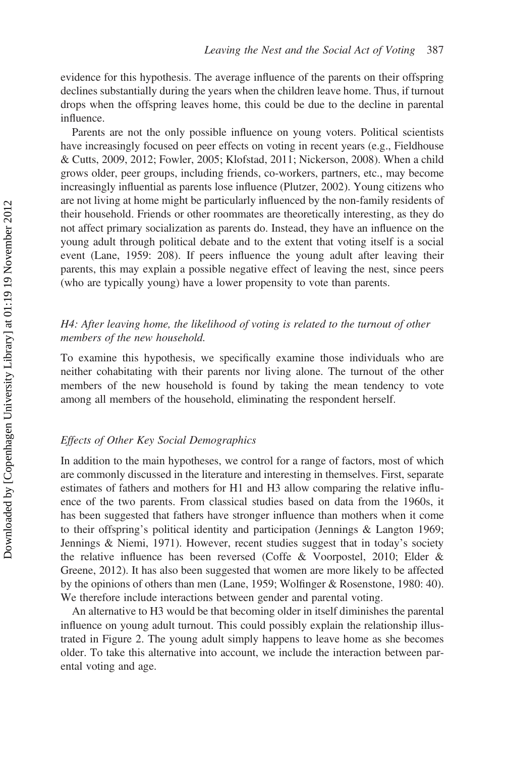evidence for this hypothesis. The average influence of the parents on their offspring declines substantially during the years when the children leave home. Thus, if turnout drops when the offspring leaves home, this could be due to the decline in parental influence.

Parents are not the only possible influence on young voters. Political scientists have increasingly focused on peer effects on voting in recent years (e.g., Fieldhouse & Cutts, 2009, 2012; Fowler, 2005; Klofstad, 2011; Nickerson, 2008). When a child grows older, peer groups, including friends, co-workers, partners, etc., may become increasingly influential as parents lose influence (Plutzer, 2002). Young citizens who are not living at home might be particularly influenced by the non-family residents of their household. Friends or other roommates are theoretically interesting, as they do not affect primary socialization as parents do. Instead, they have an influence on the young adult through political debate and to the extent that voting itself is a social event (Lane, 1959: 208). If peers influence the young adult after leaving their parents, this may explain a possible negative effect of leaving the nest, since peers (who are typically young) have a lower propensity to vote than parents.

*H4: After leaving home, the likelihood of voting is related to the turnout of other members of the new household.*

To examine this hypothesis, we specifically examine those individuals who are neither cohabitating with their parents nor living alone. The turnout of the other members of the new household is found by taking the mean tendency to vote among all members of the household, eliminating the respondent herself.

### *Effects of Other Key Social Demographics*

In addition to the main hypotheses, we control for a range of factors, most of which are commonly discussed in the literature and interesting in themselves. First, separate estimates of fathers and mothers for H1 and H3 allow comparing the relative influence of the two parents. From classical studies based on data from the 1960s, it has been suggested that fathers have stronger influence than mothers when it come to their offspring's political identity and participation (Jennings & Langton 1969; Jennings & Niemi, 1971). However, recent studies suggest that in today's society the relative influence has been reversed (Coffe & Voorpostel, 2010; Elder & Greene, 2012). It has also been suggested that women are more likely to be affected by the opinions of others than men (Lane, 1959; Wolfinger & Rosenstone, 1980: 40). We therefore include interactions between gender and parental voting.

An alternative to H3 would be that becoming older in itself diminishes the parental influence on young adult turnout. This could possibly explain the relationship illustrated in Figure 2. The young adult simply happens to leave home as she becomes older. To take this alternative into account, we include the interaction between parental voting and age.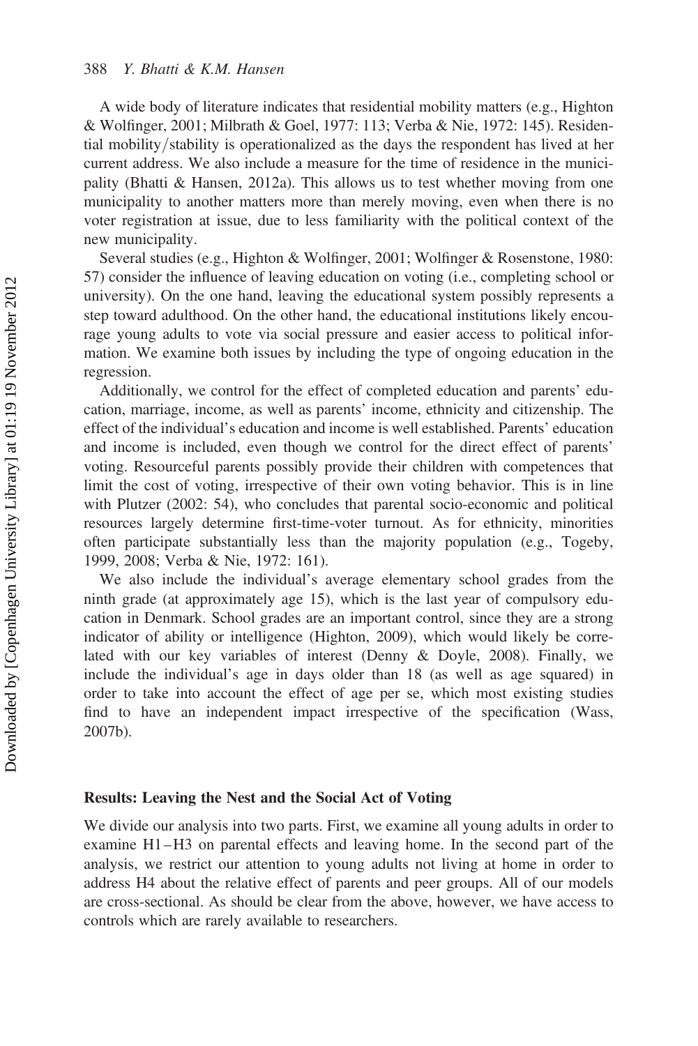A wide body of literature indicates that residential mobility matters (e.g., Highton & Wolfinger, 2001; Milbrath & Goel, 1977: 113; Verba & Nie, 1972: 145). Residential mobility/stability is operationalized as the days the respondent has lived at her current address. We also include a measure for the time of residence in the municipality (Bhatti & Hansen, 2012a). This allows us to test whether moving from one municipality to another matters more than merely moving, even when there is no voter registration at issue, due to less familiarity with the political context of the new municipality.

Several studies (e.g., Highton & Wolfinger, 2001; Wolfinger & Rosenstone, 1980: 57) consider the influence of leaving education on voting (i.e., completing school or university). On the one hand, leaving the educational system possibly represents a step toward adulthood. On the other hand, the educational institutions likely encourage young adults to vote via social pressure and easier access to political information. We examine both issues by including the type of ongoing education in the regression.

Additionally, we control for the effect of completed education and parents' education, marriage, income, as well as parents' income, ethnicity and citizenship. The effect of the individual's education and income is well established. Parents' education and income is included, even though we control for the direct effect of parents' voting. Resourceful parents possibly provide their children with competences that limit the cost of voting, irrespective of their own voting behavior. This is in line with Plutzer (2002: 54), who concludes that parental socio-economic and political resources largely determine first-time-voter turnout. As for ethnicity, minorities often participate substantially less than the majority population (e.g., Togeby, 1999, 2008; Verba & Nie, 1972: 161).

We also include the individual's average elementary school grades from the ninth grade (at approximately age 15), which is the last year of compulsory education in Denmark. School grades are an important control, since they are a strong indicator of ability or intelligence (Highton, 2009), which would likely be correlated with our key variables of interest (Denny & Doyle, 2008). Finally, we include the individual's age in days older than 18 (as well as age squared) in order to take into account the effect of age per se, which most existing studies find to have an independent impact irrespective of the specification (Wass, 2007b).

## Results: Leaving the Nest and the Social Act of Voting

We divide our analysis into two parts. First, we examine all young adults in order to examine H1–H3 on parental effects and leaving home. In the second part of the analysis, we restrict our attention to young adults not living at home in order to address H4 about the relative effect of parents and peer groups. All of our models are cross-sectional. As should be clear from the above, however, we have access to controls which are rarely available to researchers.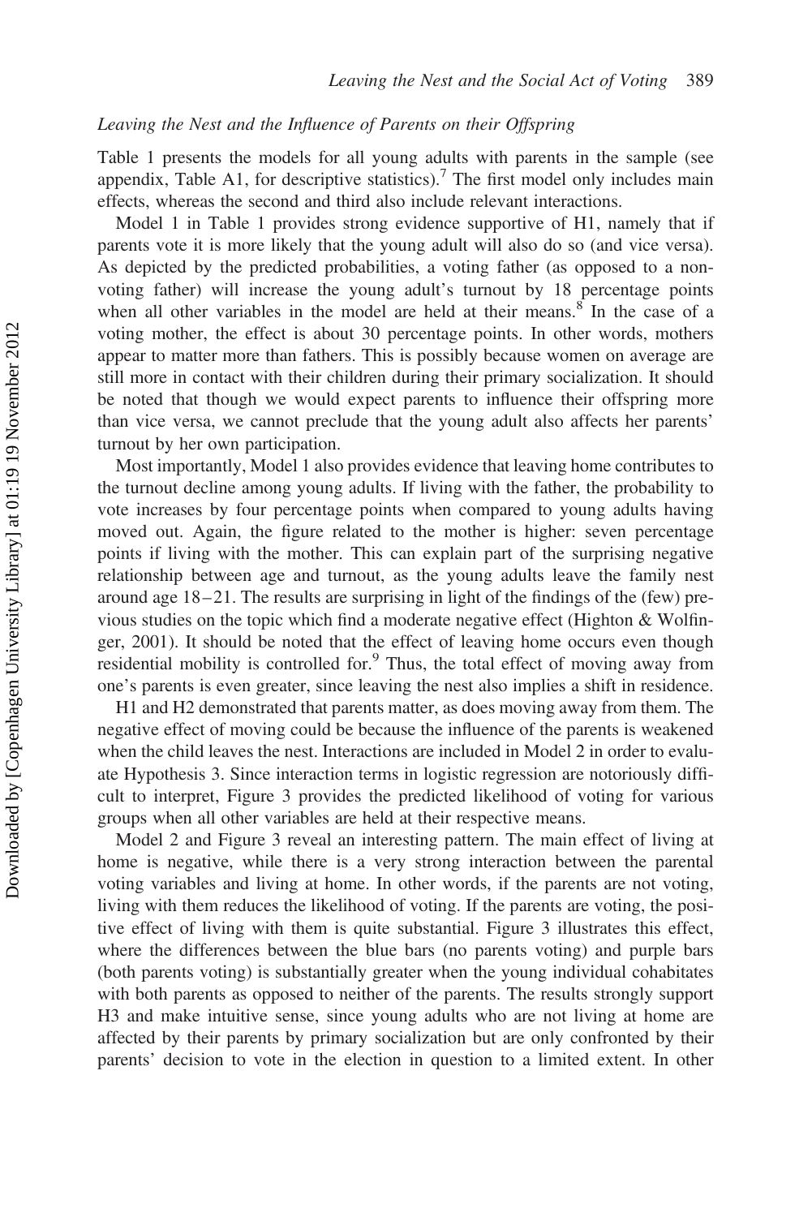*Leaving the Nest and the Influence of Parents on their Offspring*

Table 1 presents the models for all young adults with parents in the sample (see appendix, Table A1, for descriptive statistics).[7] The first model only includes main effects, whereas the second and third also include relevant interactions.

Model 1 in Table 1 provides strong evidence supportive of H1, namely that if parents vote it is more likely that the young adult will also do so (and vice versa). As depicted by the predicted probabilities, a voting father (as opposed to a non-voting father) will increase the young adult's turnout by 18 percentage points when all other variables in the model are held at their means.[8] In the case of a voting mother, the effect is about 30 percentage points. In other words, mothers appear to matter more than fathers. This is possibly because women on average are still more in contact with their children during their primary socialization. It should be noted that though we would expect parents to influence their offspring more than vice versa, we cannot preclude that the young adult also affects her parents' turnout by her own participation.

Most importantly, Model 1 also provides evidence that leaving home contributes to the turnout decline among young adults. If living with the father, the probability to vote increases by four percentage points when compared to young adults having moved out. Again, the figure related to the mother is higher: seven percentage points if living with the mother. This can explain part of the surprising negative relationship between age and turnout, as the young adults leave the family nest around age 18–21. The results are surprising in light of the findings of the (few) previous studies on the topic which find a moderate negative effect (Highton & Wolfinger, 2001). It should be noted that the effect of leaving home occurs even though residential mobility is controlled for.[9] Thus, the total effect of moving away from one's parents is even greater, since leaving the nest also implies a shift in residence.

H1 and H2 demonstrated that parents matter, as does moving away from them. The negative effect of moving could be because the influence of the parents is weakened when the child leaves the nest. Interactions are included in Model 2 in order to evaluate Hypothesis 3. Since interaction terms in logistic regression are notoriously difficult to interpret, Figure 3 provides the predicted likelihood of voting for various groups when all other variables are held at their respective means.

Model 2 and Figure 3 reveal an interesting pattern. The main effect of living at home is negative, while there is a very strong interaction between the parental voting variables and living at home. In other words, if the parents are not voting, living with them reduces the likelihood of voting. If the parents are voting, the positive effect of living with them is quite substantial. Figure 3 illustrates this effect, where the differences between the blue bars (no parents voting) and purple bars (both parents voting) is substantially greater when the young individual cohabitates with both parents as opposed to neither of the parents. The results strongly support H3 and make intuitive sense, since young adults who are not living at home are affected by their parents by primary socialization but are only confronted by their parents' decision to vote in the election in question to a limited extent. In other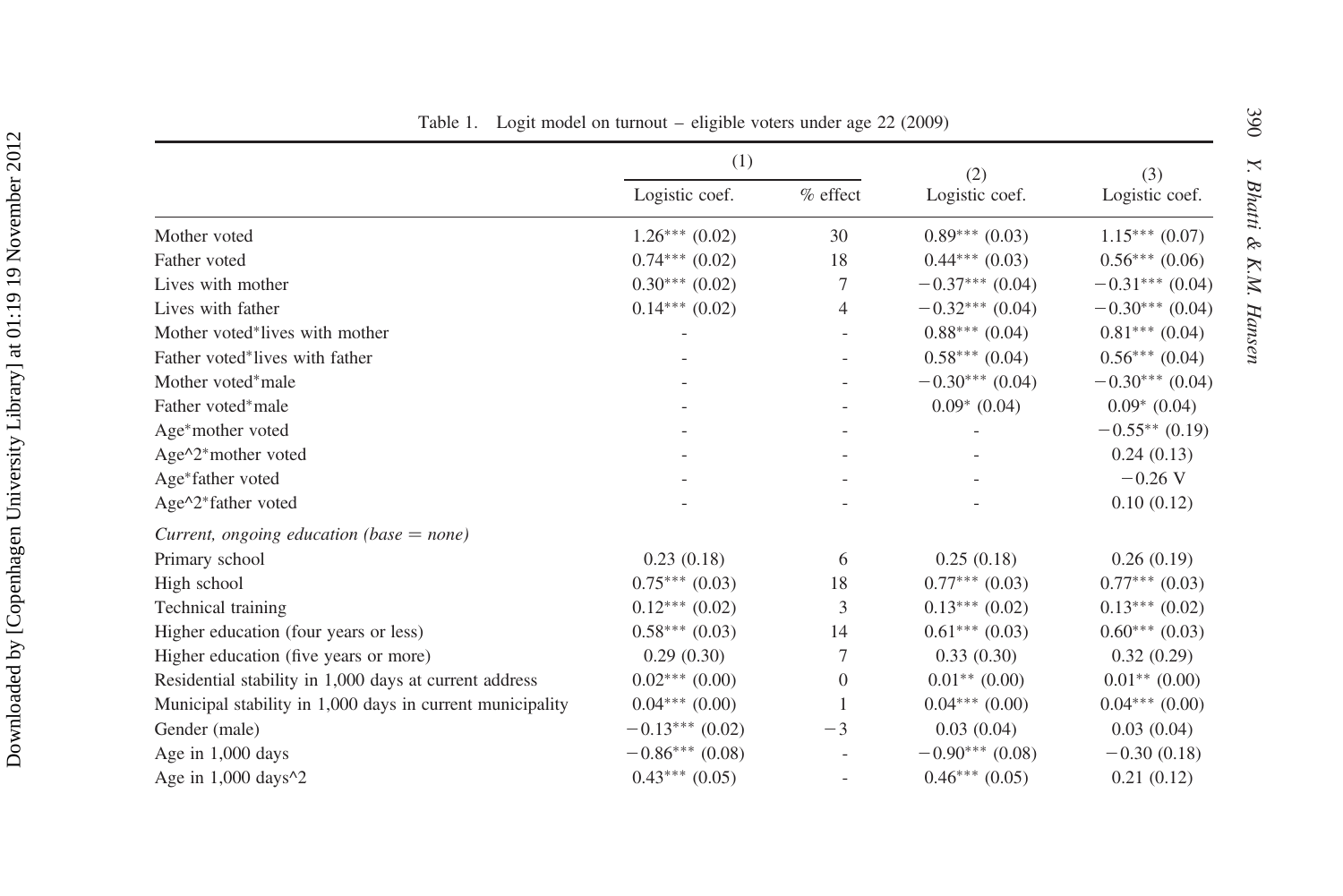Table 1. Logit model on turnout – eligible voters under age 22 (2009)

| | (1) | | (2) | (3) |
|---|---|---|---|---|
| | Logistic coef. | % effect | Logistic coef. | Logistic coef. |
| Mother voted | 1.26*** (0.02) | 30 | 0.89*** (0.03) | 1.15*** (0.07) |
| Father voted | 0.74*** (0.02) | 18 | 0.44*** (0.03) | 0.56*** (0.06) |
| Lives with mother | 0.30*** (0.02) | 7 | −0.37*** (0.04) | −0.31*** (0.04) |
| Lives with father | 0.14*** (0.02) | 4 | −0.32*** (0.04) | −0.30*** (0.04) |
| Mother voted*lives with mother | - | - | 0.88*** (0.04) | 0.81*** (0.04) |
| Father voted*lives with father | - | - | 0.58*** (0.04) | 0.56*** (0.04) |
| Mother voted*male | - | - | −0.30*** (0.04) | −0.30*** (0.04) |
| Father voted*male | - | - | 0.09* (0.04) | 0.09* (0.04) |
| Age*mother voted | - | - | - | −0.55** (0.19) |
| Age^2*mother voted | - | - | - | 0.24 (0.13) |
| Age*father voted | - | - | - | −0.26 V |
| Age^2*father voted | - | - | - | 0.10 (0.12) |
| *Current, ongoing education (base = none)* | | | | |
| Primary school | 0.23 (0.18) | 6 | 0.25 (0.18) | 0.26 (0.19) |
| High school | 0.75*** (0.03) | 18 | 0.77*** (0.03) | 0.77*** (0.03) |
| Technical training | 0.12*** (0.02) | 3 | 0.13*** (0.02) | 0.13*** (0.02) |
| Higher education (four years or less) | 0.58*** (0.03) | 14 | 0.61*** (0.03) | 0.60*** (0.03) |
| Higher education (five years or more) | 0.29 (0.30) | 7 | 0.33 (0.30) | 0.32 (0.29) |
| Residential stability in 1,000 days at current address | 0.02*** (0.00) | 0 | 0.01** (0.00) | 0.01** (0.00) |
| Municipal stability in 1,000 days in current municipality | 0.04*** (0.00) | 1 | 0.04*** (0.00) | 0.04*** (0.00) |
| Gender (male) | −0.13*** (0.02) | −3 | 0.03 (0.04) | 0.03 (0.04) |
| Age in 1,000 days | −0.86*** (0.08) | - | −0.90*** (0.08) | −0.30 (0.18) |
| Age in 1,000 days^2 | 0.43*** (0.05) | - | 0.46*** (0.05) | 0.21 (0.12) |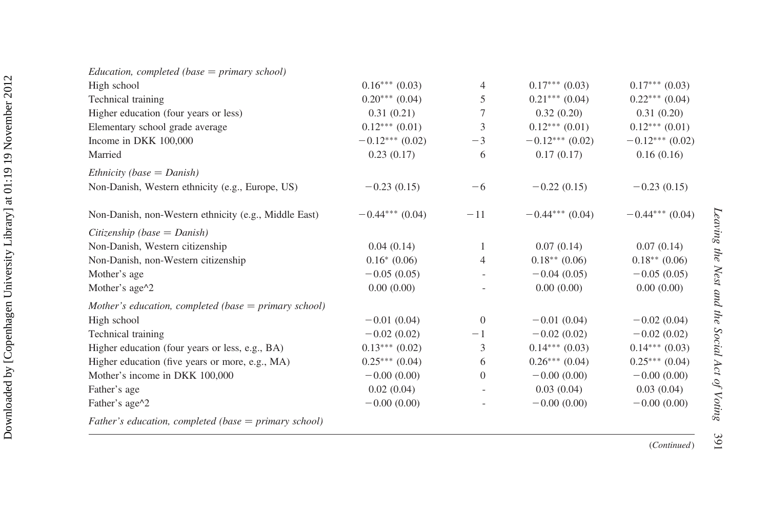| | | | | |
|---|---|---|---|---|
| *Education, completed (base = primary school)* | | | | |
| High school | 0.16*** (0.03) | 4 | 0.17*** (0.03) | 0.17*** (0.03) |
| Technical training | 0.20*** (0.04) | 5 | 0.21*** (0.04) | 0.22*** (0.04) |
| Higher education (four years or less) | 0.31 (0.21) | 7 | 0.32 (0.20) | 0.31 (0.20) |
| Elementary school grade average | 0.12*** (0.01) | 3 | 0.12*** (0.01) | 0.12*** (0.01) |
| Income in DKK 100,000 | −0.12*** (0.02) | −3 | −0.12*** (0.02) | −0.12*** (0.02) |
| Married | 0.23 (0.17) | 6 | 0.17 (0.17) | 0.16 (0.16) |
| *Ethnicity (base = Danish)* | | | | |
| Non-Danish, Western ethnicity (e.g., Europe, US) | −0.23 (0.15) | −6 | −0.22 (0.15) | −0.23 (0.15) |
| Non-Danish, non-Western ethnicity (e.g., Middle East) | −0.44*** (0.04) | −11 | −0.44*** (0.04) | −0.44*** (0.04) |
| *Citizenship (base = Danish)* | | | | |
| Non-Danish, Western citizenship | 0.04 (0.14) | 1 | 0.07 (0.14) | 0.07 (0.14) |
| Non-Danish, non-Western citizenship | 0.16* (0.06) | 4 | 0.18** (0.06) | 0.18** (0.06) |
| Mother's age | −0.05 (0.05) | - | −0.04 (0.05) | −0.05 (0.05) |
| Mother's age^2 | 0.00 (0.00) | - | 0.00 (0.00) | 0.00 (0.00) |
| *Mother's education, completed (base = primary school)* | | | | |
| High school | −0.01 (0.04) | 0 | −0.01 (0.04) | −0.02 (0.04) |
| Technical training | −0.02 (0.02) | −1 | −0.02 (0.02) | −0.02 (0.02) |
| Higher education (four years or less, e.g., BA) | 0.13*** (0.02) | 3 | 0.14*** (0.03) | 0.14*** (0.03) |
| Higher education (five years or more, e.g., MA) | 0.25*** (0.04) | 6 | 0.26*** (0.04) | 0.25*** (0.04) |
| Mother's income in DKK 100,000 | −0.00 (0.00) | 0 | −0.00 (0.00) | −0.00 (0.00) |
| Father's age | 0.02 (0.04) | - | 0.03 (0.04) | 0.03 (0.04) |
| Father's age^2 | −0.00 (0.00) | - | −0.00 (0.00) | −0.00 (0.00) |
| *Father's education, completed (base = primary school)* | | | | |

(*Continued*)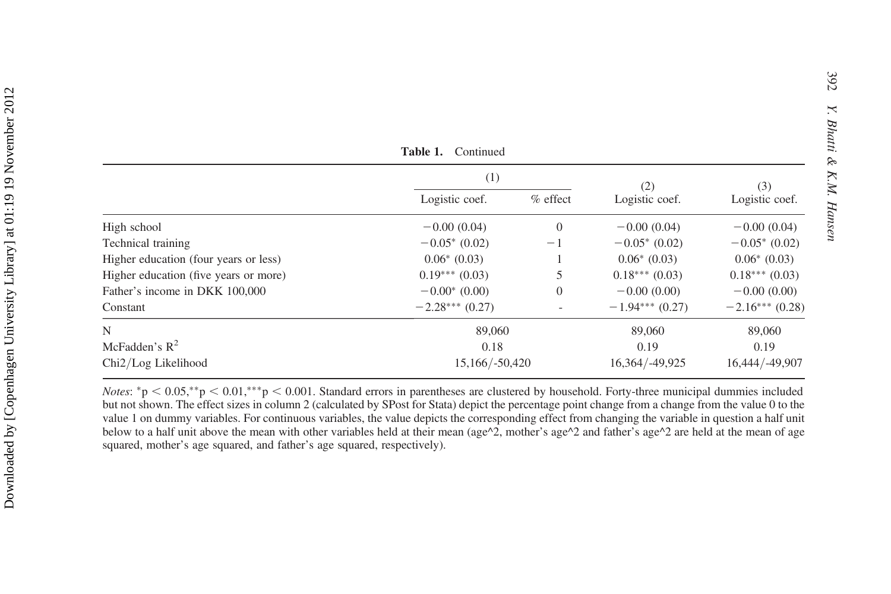**Table 1.** Continued

| | (1) | | (2) | (3) |
|---|---|---|---|---|
| | Logistic coef. | % effect | Logistic coef. | Logistic coef. |
| High school | −0.00 (0.04) | 0 | −0.00 (0.04) | −0.00 (0.04) |
| Technical training | −0.05* (0.02) | −1 | −0.05* (0.02) | −0.05* (0.02) |
| Higher education (four years or less) | 0.06* (0.03) | 1 | 0.06* (0.03) | 0.06* (0.03) |
| Higher education (five years or more) | 0.19*** (0.03) | 5 | 0.18*** (0.03) | 0.18*** (0.03) |
| Father's income in DKK 100,000 | −0.00* (0.00) | 0 | −0.00 (0.00) | −0.00 (0.00) |
| Constant | −2.28*** (0.27) | - | −1.94*** (0.27) | −2.16*** (0.28) |
| N | 89,060 | | 89,060 | 89,060 |
| McFadden's $R^2$ | 0.18 | | 0.19 | 0.19 |
| Chi2/Log Likelihood | 15,166/-50,420 | | 16,364/-49,925 | 16,444/-49,907 |

*Notes*: *p < 0.05,**p < 0.01,***p < 0.001. Standard errors in parentheses are clustered by household. Forty-three municipal dummies included but not shown. The effect sizes in column 2 (calculated by SPost for Stata) depict the percentage point change from a change from the value 0 to the value 1 on dummy variables. For continuous variables, the value depicts the corresponding effect from changing the variable in question a half unit below to a half unit above the mean with other variables held at their mean (age^2, mother's age^2 and father's age^2 are held at the mean of age squared, mother's age squared, and father's age squared, respectively).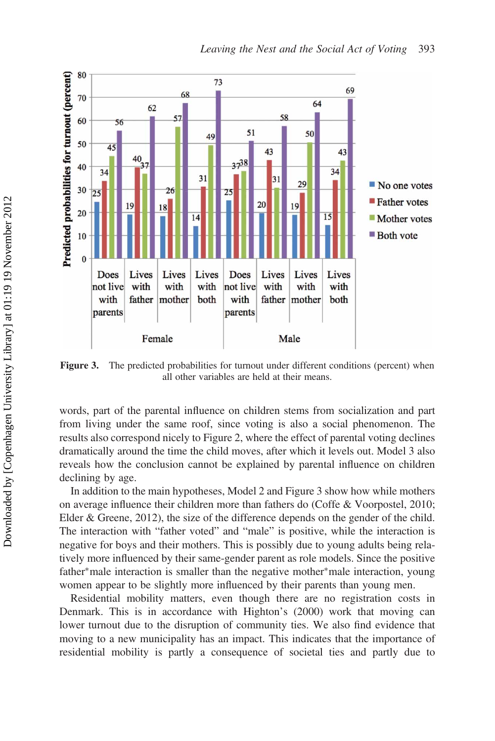Figure 3. The predicted probabilities for turnout under different conditions (percent) when all other variables are held at their means.

words, part of the parental influence on children stems from socialization and part from living under the same roof, since voting is also a social phenomenon. The results also correspond nicely to Figure 2, where the effect of parental voting declines dramatically around the time the child moves, after which it levels out. Model 3 also reveals how the conclusion cannot be explained by parental influence on children declining by age.

In addition to the main hypotheses, Model 2 and Figure 3 show how while mothers on average influence their children more than fathers do (Coffe & Voorpostel, 2010; Elder & Greene, 2012), the size of the difference depends on the gender of the child. The interaction with "father voted" and "male" is positive, while the interaction is negative for boys and their mothers. This is possibly due to young adults being relatively more influenced by their same-gender parent as role models. Since the positive father*male interaction is smaller than the negative mother*male interaction, young women appear to be slightly more influenced by their parents than young men.

Residential mobility matters, even though there are no registration costs in Denmark. This is in accordance with Highton's (2000) work that moving can lower turnout due to the disruption of community ties. We also find evidence that moving to a new municipality has an impact. This indicates that the importance of residential mobility is partly a consequence of societal ties and partly due to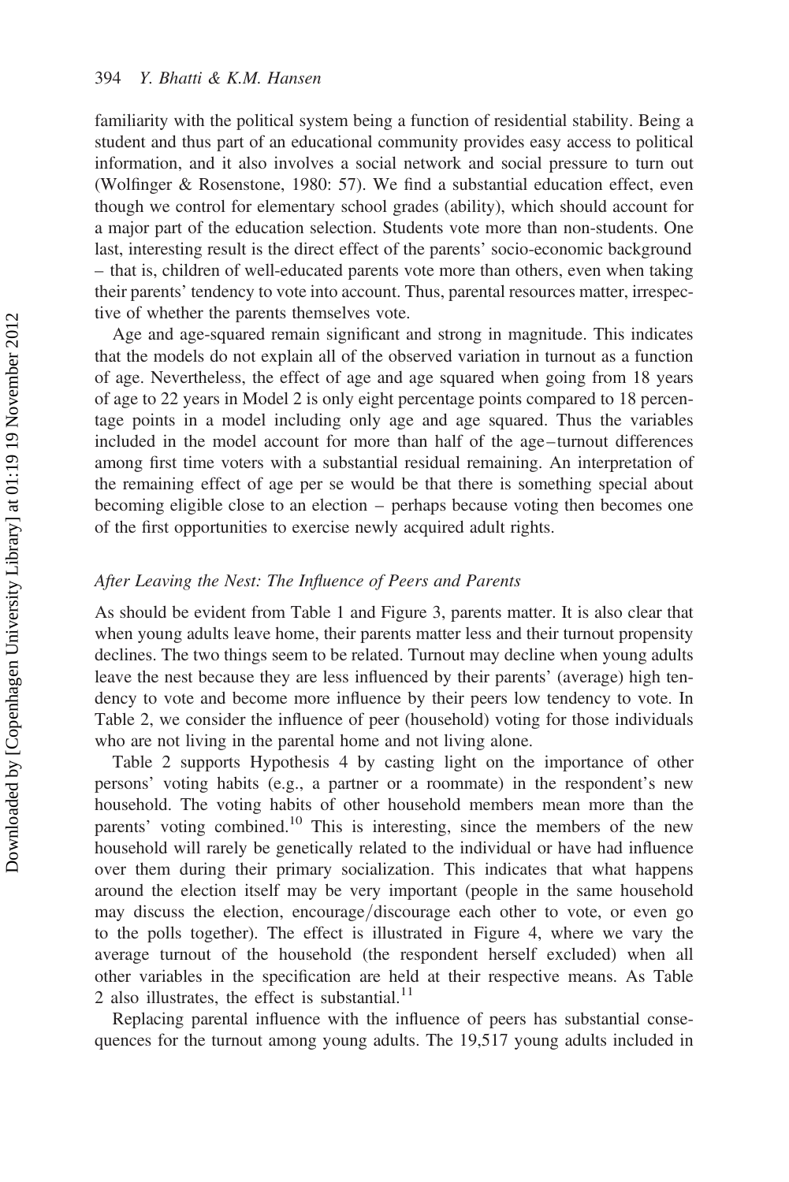familiarity with the political system being a function of residential stability. Being a student and thus part of an educational community provides easy access to political information, and it also involves a social network and social pressure to turn out (Wolfinger & Rosenstone, 1980: 57). We find a substantial education effect, even though we control for elementary school grades (ability), which should account for a major part of the education selection. Students vote more than non-students. One last, interesting result is the direct effect of the parents' socio-economic background – that is, children of well-educated parents vote more than others, even when taking their parents' tendency to vote into account. Thus, parental resources matter, irrespective of whether the parents themselves vote.

Age and age-squared remain significant and strong in magnitude. This indicates that the models do not explain all of the observed variation in turnout as a function of age. Nevertheless, the effect of age and age squared when going from 18 years of age to 22 years in Model 2 is only eight percentage points compared to 18 percentage points in a model including only age and age squared. Thus the variables included in the model account for more than half of the age–turnout differences among first time voters with a substantial residual remaining. An interpretation of the remaining effect of age per se would be that there is something special about becoming eligible close to an election – perhaps because voting then becomes one of the first opportunities to exercise newly acquired adult rights.

### *After Leaving the Nest: The Influence of Peers and Parents*

As should be evident from Table 1 and Figure 3, parents matter. It is also clear that when young adults leave home, their parents matter less and their turnout propensity declines. The two things seem to be related. Turnout may decline when young adults leave the nest because they are less influenced by their parents' (average) high tendency to vote and become more influence by their peers low tendency to vote. In Table 2, we consider the influence of peer (household) voting for those individuals who are not living in the parental home and not living alone.

Table 2 supports Hypothesis 4 by casting light on the importance of other persons' voting habits (e.g., a partner or a roommate) in the respondent's new household. The voting habits of other household members mean more than the parents' voting combined.[10] This is interesting, since the members of the new household will rarely be genetically related to the individual or have had influence over them during their primary socialization. This indicates that what happens around the election itself may be very important (people in the same household may discuss the election, encourage/discourage each other to vote, or even go to the polls together). The effect is illustrated in Figure 4, where we vary the average turnout of the household (the respondent herself excluded) when all other variables in the specification are held at their respective means. As Table 2 also illustrates, the effect is substantial.[11]

Replacing parental influence with the influence of peers has substantial consequences for the turnout among young adults. The 19,517 young adults included in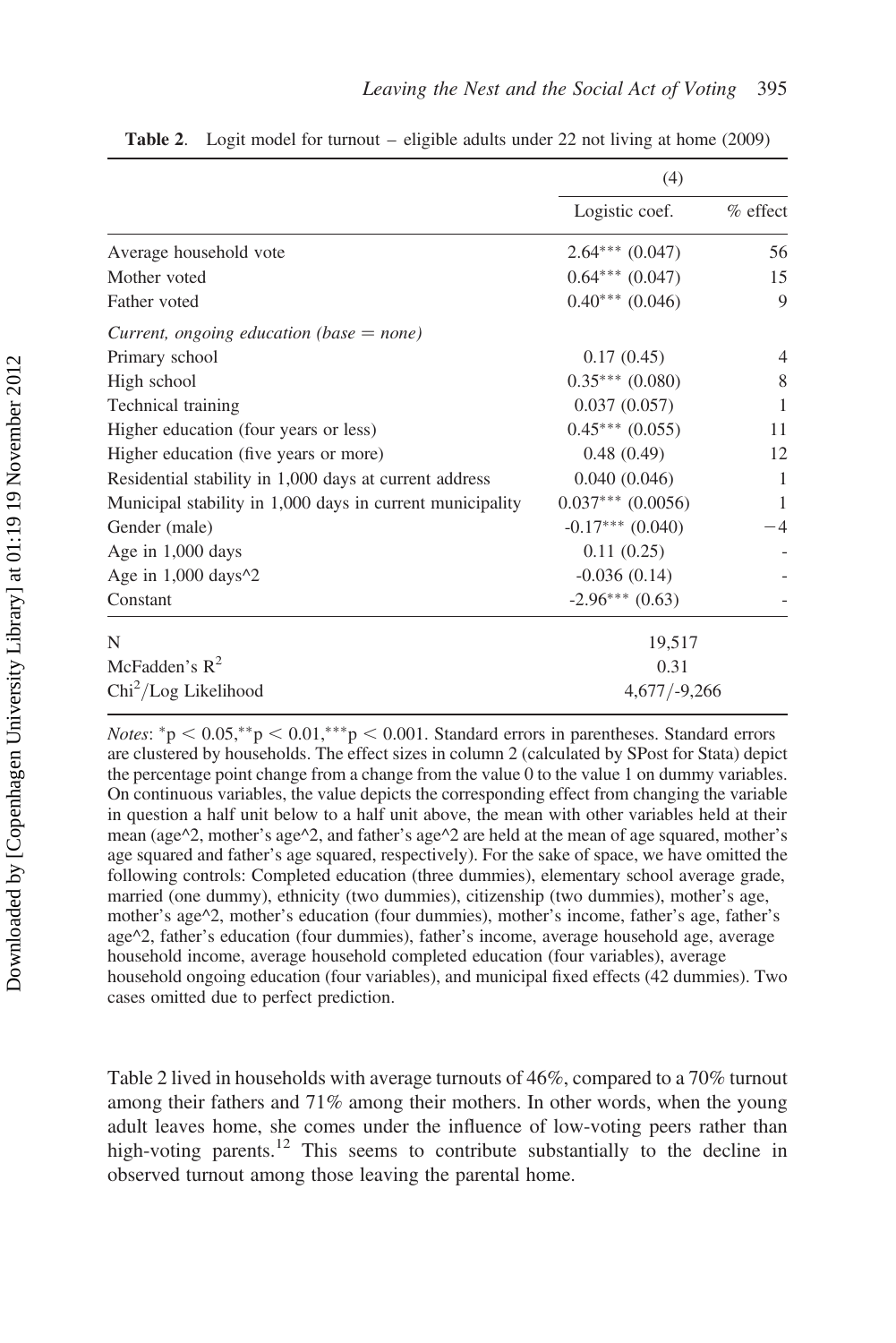**Table 2**. Logit model for turnout – eligible adults under 22 not living at home (2009)

| | (4) | |
|---|---|---|
| | Logistic coef. | % effect |
| Average household vote | 2.64*** (0.047) | 56 |
| Mother voted | 0.64*** (0.047) | 15 |
| Father voted | 0.40*** (0.046) | 9 |
| *Current, ongoing education (base = none)* | | |
| Primary school | 0.17 (0.45) | 4 |
| High school | 0.35*** (0.080) | 8 |
| Technical training | 0.037 (0.057) | 1 |
| Higher education (four years or less) | 0.45*** (0.055) | 11 |
| Higher education (five years or more) | 0.48 (0.49) | 12 |
| Residential stability in 1,000 days at current address | 0.040 (0.046) | 1 |
| Municipal stability in 1,000 days in current municipality | 0.037*** (0.0056) | 1 |
| Gender (male) | -0.17*** (0.040) | −4 |
| Age in 1,000 days | 0.11 (0.25) | - |
| Age in 1,000 days^2 | -0.036 (0.14) | - |
| Constant | -2.96*** (0.63) | - |
| N | 19,517 | |
| McFadden's $R^2$ | 0.31 | |
| $Chi^2$/Log Likelihood | 4,677/-9,266 | |

*Notes*: $^{*}p < 0.05$, $^{**}p < 0.01$, $^{***}p < 0.001$. Standard errors in parentheses. Standard errors are clustered by households. The effect sizes in column 2 (calculated by SPost for Stata) depict the percentage point change from a change from the value 0 to the value 1 on dummy variables. On continuous variables, the value depicts the corresponding effect from changing the variable in question a half unit below to a half unit above, the mean with other variables held at their mean (age^2, mother's age^2, and father's age^2 are held at the mean of age squared, mother's age squared and father's age squared, respectively). For the sake of space, we have omitted the following controls: Completed education (three dummies), elementary school average grade, married (one dummy), ethnicity (two dummies), citizenship (two dummies), mother's age, mother's age^2, mother's education (four dummies), mother's income, father's age, father's age^2, father's education (four dummies), father's income, average household age, average household income, average household completed education (four variables), average household ongoing education (four variables), and municipal fixed effects (42 dummies). Two cases omitted due to perfect prediction.

Table 2 lived in households with average turnouts of 46%, compared to a 70% turnout among their fathers and 71% among their mothers. In other words, when the young adult leaves home, she comes under the influence of low-voting peers rather than high-voting parents.[12] This seems to contribute substantially to the decline in observed turnout among those leaving the parental home.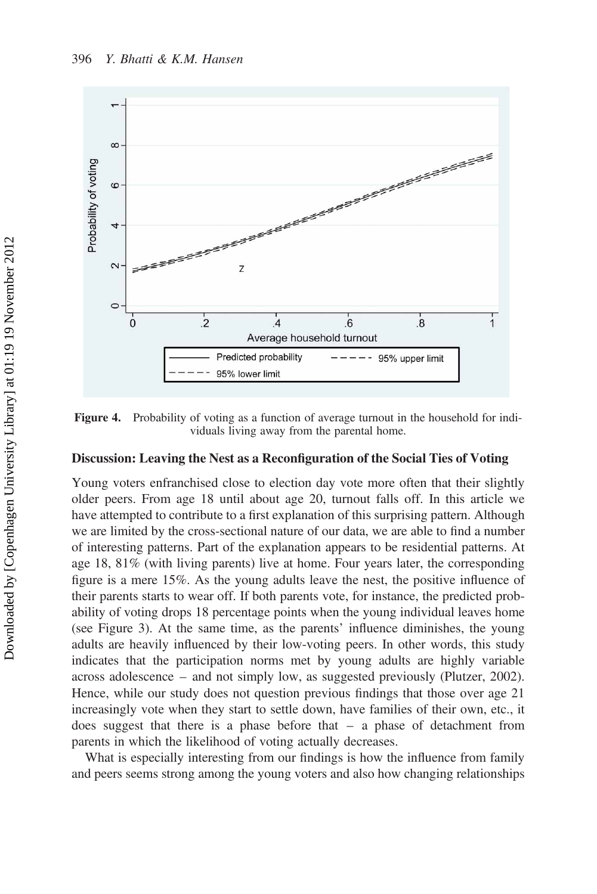**Figure 4.** Probability of voting as a function of average turnout in the household for individuals living away from the parental home.

## Discussion: Leaving the Nest as a Reconfiguration of the Social Ties of Voting

Young voters enfranchised close to election day vote more often that their slightly older peers. From age 18 until about age 20, turnout falls off. In this article we have attempted to contribute to a first explanation of this surprising pattern. Although we are limited by the cross-sectional nature of our data, we are able to find a number of interesting patterns. Part of the explanation appears to be residential patterns. At age 18, 81% (with living parents) live at home. Four years later, the corresponding figure is a mere 15%. As the young adults leave the nest, the positive influence of their parents starts to wear off. If both parents vote, for instance, the predicted probability of voting drops 18 percentage points when the young individual leaves home (see Figure 3). At the same time, as the parents' influence diminishes, the young adults are heavily influenced by their low-voting peers. In other words, this study indicates that the participation norms met by young adults are highly variable across adolescence – and not simply low, as suggested previously (Plutzer, 2002). Hence, while our study does not question previous findings that those over age 21 increasingly vote when they start to settle down, have families of their own, etc., it does suggest that there is a phase before that – a phase of detachment from parents in which the likelihood of voting actually decreases.

What is especially interesting from our findings is how the influence from family and peers seems strong among the young voters and also how changing relationships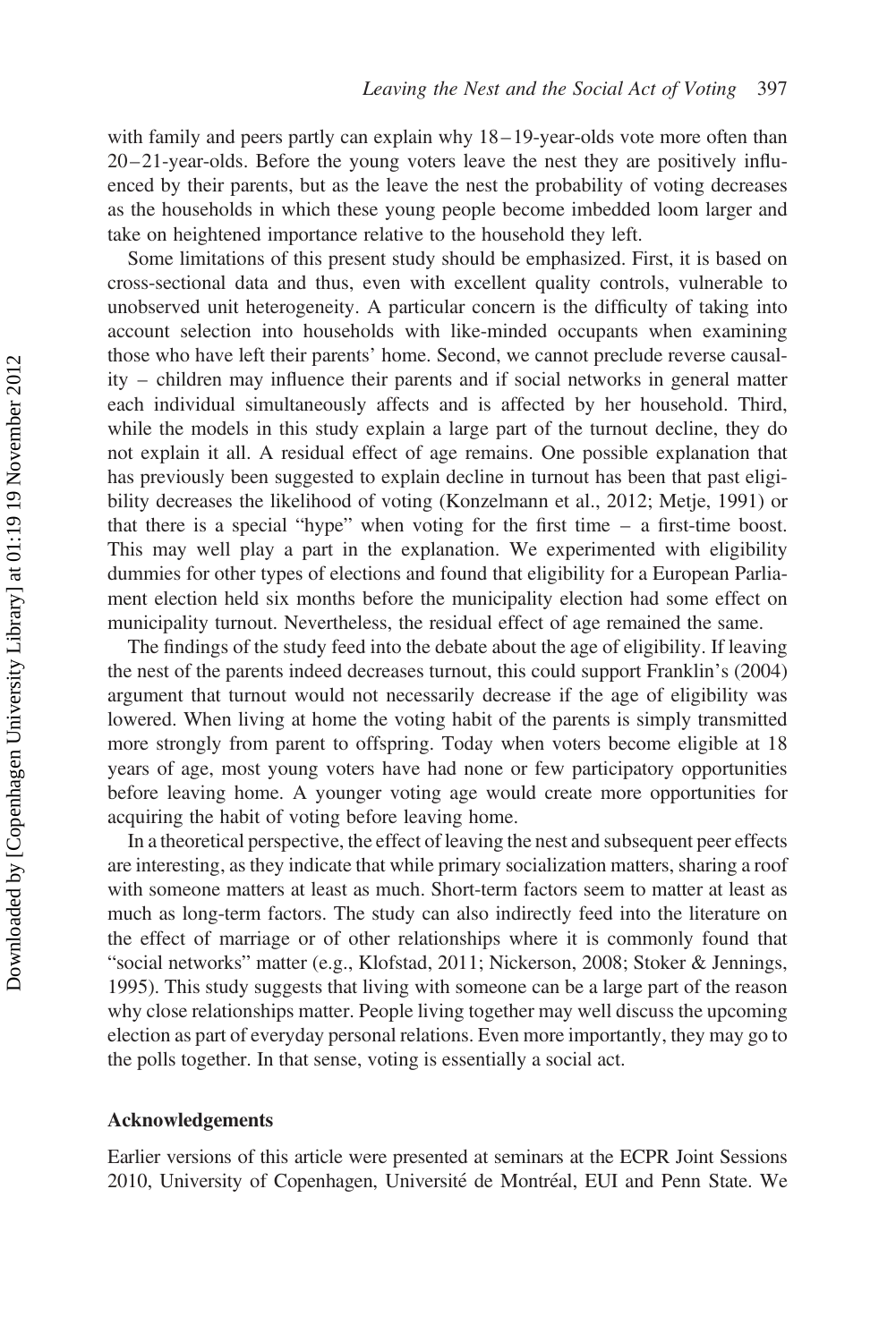with family and peers partly can explain why 18–19-year-olds vote more often than 20–21-year-olds. Before the young voters leave the nest they are positively influenced by their parents, but as the leave the nest the probability of voting decreases as the households in which these young people become imbedded loom larger and take on heightened importance relative to the household they left.

Some limitations of this present study should be emphasized. First, it is based on cross-sectional data and thus, even with excellent quality controls, vulnerable to unobserved unit heterogeneity. A particular concern is the difficulty of taking into account selection into households with like-minded occupants when examining those who have left their parents' home. Second, we cannot preclude reverse causality – children may influence their parents and if social networks in general matter each individual simultaneously affects and is affected by her household. Third, while the models in this study explain a large part of the turnout decline, they do not explain it all. A residual effect of age remains. One possible explanation that has previously been suggested to explain decline in turnout has been that past eligibility decreases the likelihood of voting (Konzelmann et al., 2012; Metje, 1991) or that there is a special "hype" when voting for the first time – a first-time boost. This may well play a part in the explanation. We experimented with eligibility dummies for other types of elections and found that eligibility for a European Parliament election held six months before the municipality election had some effect on municipality turnout. Nevertheless, the residual effect of age remained the same.

The findings of the study feed into the debate about the age of eligibility. If leaving the nest of the parents indeed decreases turnout, this could support Franklin's (2004) argument that turnout would not necessarily decrease if the age of eligibility was lowered. When living at home the voting habit of the parents is simply transmitted more strongly from parent to offspring. Today when voters become eligible at 18 years of age, most young voters have had none or few participatory opportunities before leaving home. A younger voting age would create more opportunities for acquiring the habit of voting before leaving home.

In a theoretical perspective, the effect of leaving the nest and subsequent peer effects are interesting, as they indicate that while primary socialization matters, sharing a roof with someone matters at least as much. Short-term factors seem to matter at least as much as long-term factors. The study can also indirectly feed into the literature on the effect of marriage or of other relationships where it is commonly found that "social networks" matter (e.g., Klofstad, 2011; Nickerson, 2008; Stoker & Jennings, 1995). This study suggests that living with someone can be a large part of the reason why close relationships matter. People living together may well discuss the upcoming election as part of everyday personal relations. Even more importantly, they may go to the polls together. In that sense, voting is essentially a social act.

## Acknowledgements

Earlier versions of this article were presented at seminars at the ECPR Joint Sessions 2010, University of Copenhagen, Université de Montréal, EUI and Penn State. We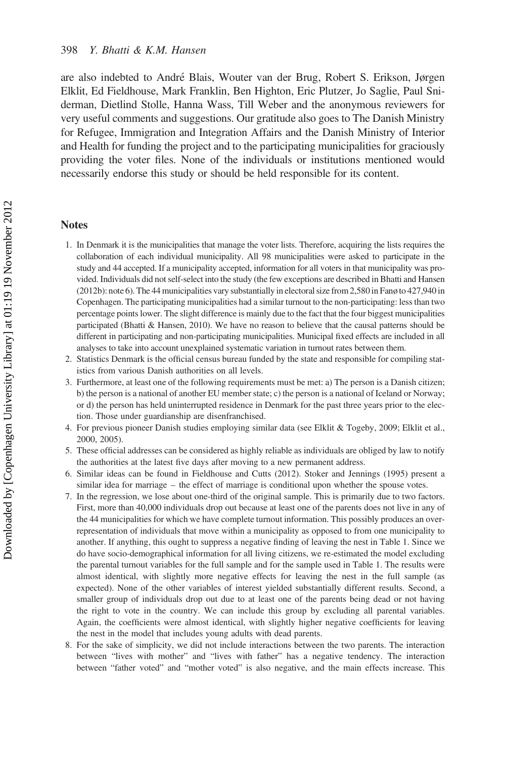are also indebted to André Blais, Wouter van der Brug, Robert S. Erikson, Jørgen Elklit, Ed Fieldhouse, Mark Franklin, Ben Highton, Eric Plutzer, Jo Saglie, Paul Sniderman, Dietlind Stolle, Hanna Wass, Till Weber and the anonymous reviewers for very useful comments and suggestions. Our gratitude also goes to The Danish Ministry for Refugee, Immigration and Integration Affairs and the Danish Ministry of Interior and Health for funding the project and to the participating municipalities for graciously providing the voter files. None of the individuals or institutions mentioned would necessarily endorse this study or should be held responsible for its content.

## Notes

1. In Denmark it is the municipalities that manage the voter lists. Therefore, acquiring the lists requires the collaboration of each individual municipality. All 98 municipalities were asked to participate in the study and 44 accepted. If a municipality accepted, information for all voters in that municipality was provided. Individuals did not self-select into the study (the few exceptions are described in Bhatti and Hansen (2012b): note 6). The 44 municipalities vary substantially in electoral size from 2,580 in Fanø to 427,940 in Copenhagen. The participating municipalities had a similar turnout to the non-participating: less than two percentage points lower. The slight difference is mainly due to the fact that the four biggest municipalities participated (Bhatti & Hansen, 2010). We have no reason to believe that the causal patterns should be different in participating and non-participating municipalities. Municipal fixed effects are included in all analyses to take into account unexplained systematic variation in turnout rates between them.
2. Statistics Denmark is the official census bureau funded by the state and responsible for compiling statistics from various Danish authorities on all levels.
3. Furthermore, at least one of the following requirements must be met: a) The person is a Danish citizen; b) the person is a national of another EU member state; c) the person is a national of Iceland or Norway; or d) the person has held uninterrupted residence in Denmark for the past three years prior to the election. Those under guardianship are disenfranchised.
4. For previous pioneer Danish studies employing similar data (see Elklit & Togeby, 2009; Elklit et al., 2000, 2005).
5. These official addresses can be considered as highly reliable as individuals are obliged by law to notify the authorities at the latest five days after moving to a new permanent address.
6. Similar ideas can be found in Fieldhouse and Cutts (2012). Stoker and Jennings (1995) present a similar idea for marriage – the effect of marriage is conditional upon whether the spouse votes.
7. In the regression, we lose about one-third of the original sample. This is primarily due to two factors. First, more than 40,000 individuals drop out because at least one of the parents does not live in any of the 44 municipalities for which we have complete turnout information. This possibly produces an overrepresentation of individuals that move within a municipality as opposed to from one municipality to another. If anything, this ought to suppress a negative finding of leaving the nest in Table 1. Since we do have socio-demographical information for all living citizens, we re-estimated the model excluding the parental turnout variables for the full sample and for the sample used in Table 1. The results were almost identical, with slightly more negative effects for leaving the nest in the full sample (as expected). None of the other variables of interest yielded substantially different results. Second, a smaller group of individuals drop out due to at least one of the parents being dead or not having the right to vote in the country. We can include this group by excluding all parental variables. Again, the coefficients were almost identical, with slightly higher negative coefficients for leaving the nest in the model that includes young adults with dead parents.
8. For the sake of simplicity, we did not include interactions between the two parents. The interaction between "lives with mother" and "lives with father" has a negative tendency. The interaction between "father voted" and "mother voted" is also negative, and the main effects increase. This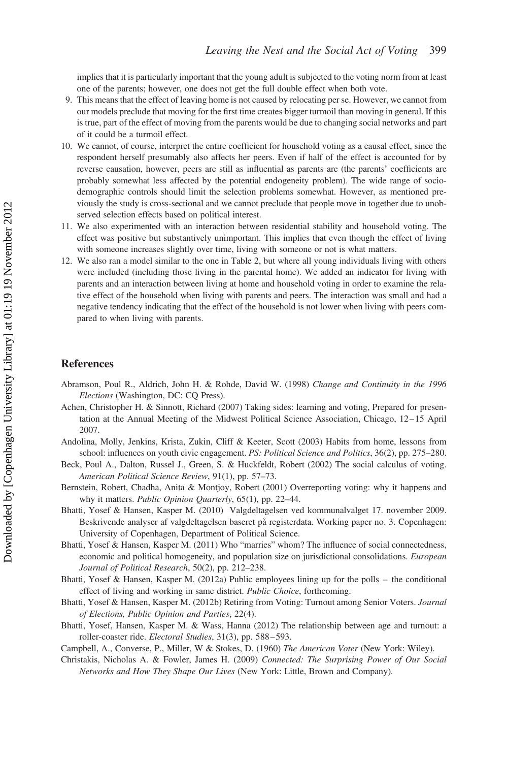implies that it is particularly important that the young adult is subjected to the voting norm from at least one of the parents; however, one does not get the full double effect when both vote.

9. This means that the effect of leaving home is not caused by relocating per se. However, we cannot from our models preclude that moving for the first time creates bigger turmoil than moving in general. If this is true, part of the effect of moving from the parents would be due to changing social networks and part of it could be a turmoil effect.
10. We cannot, of course, interpret the entire coefficient for household voting as a causal effect, since the respondent herself presumably also affects her peers. Even if half of the effect is accounted for by reverse causation, however, peers are still as influential as parents are (the parents' coefficients are probably somewhat less affected by the potential endogeneity problem). The wide range of socio-demographic controls should limit the selection problems somewhat. However, as mentioned previously the study is cross-sectional and we cannot preclude that people move in together due to unobserved selection effects based on political interest.
11. We also experimented with an interaction between residential stability and household voting. The effect was positive but substantively unimportant. This implies that even though the effect of living with someone increases slightly over time, living with someone or not is what matters.
12. We also ran a model similar to the one in Table 2, but where all young individuals living with others were included (including those living in the parental home). We added an indicator for living with parents and an interaction between living at home and household voting in order to examine the relative effect of the household when living with parents and peers. The interaction was small and had a negative tendency indicating that the effect of the household is not lower when living with peers compared to when living with parents.

## References

Abramson, Poul R., Aldrich, John H. & Rohde, David W. (1998) *Change and Continuity in the 1996 Elections* (Washington, DC: CQ Press).

Achen, Christopher H. & Sinnott, Richard (2007) Taking sides: learning and voting, Prepared for presentation at the Annual Meeting of the Midwest Political Science Association, Chicago, 12–15 April 2007.

Andolina, Molly, Jenkins, Krista, Zukin, Cliff & Keeter, Scott (2003) Habits from home, lessons from school: influences on youth civic engagement. *PS: Political Science and Politics*, 36(2), pp. 275–280.

Beck, Poul A., Dalton, Russel J., Green, S. & Huckfeldt, Robert (2002) The social calculus of voting. *American Political Science Review*, 91(1), pp. 57–73.

Bernstein, Robert, Chadha, Anita & Montjoy, Robert (2001) Overreporting voting: why it happens and why it matters. *Public Opinion Quarterly*, 65(1), pp. 22–44.

Bhatti, Yosef & Hansen, Kasper M. (2010) Valgdeltagelsen ved kommunalvalget 17. november 2009. Beskrivende analyser af valgdeltagelsen baseret på registerdata. Working paper no. 3. Copenhagen: University of Copenhagen, Department of Political Science.

Bhatti, Yosef & Hansen, Kasper M. (2011) Who "marries" whom? The influence of social connectedness, economic and political homogeneity, and population size on jurisdictional consolidations. *European Journal of Political Research*, 50(2), pp. 212–238.

Bhatti, Yosef & Hansen, Kasper M. (2012a) Public employees lining up for the polls – the conditional effect of living and working in same district. *Public Choice*, forthcoming.

Bhatti, Yosef & Hansen, Kasper M. (2012b) Retiring from Voting: Turnout among Senior Voters. *Journal of Elections, Public Opinion and Parties*, 22(4).

Bhatti, Yosef, Hansen, Kasper M. & Wass, Hanna (2012) The relationship between age and turnout: a roller-coaster ride. *Electoral Studies*, 31(3), pp. 588–593.

Campbell, A., Converse, P., Miller, W & Stokes, D. (1960) *The American Voter* (New York: Wiley).

Christakis, Nicholas A. & Fowler, James H. (2009) *Connected: The Surprising Power of Our Social Networks and How They Shape Our Lives* (New York: Little, Brown and Company).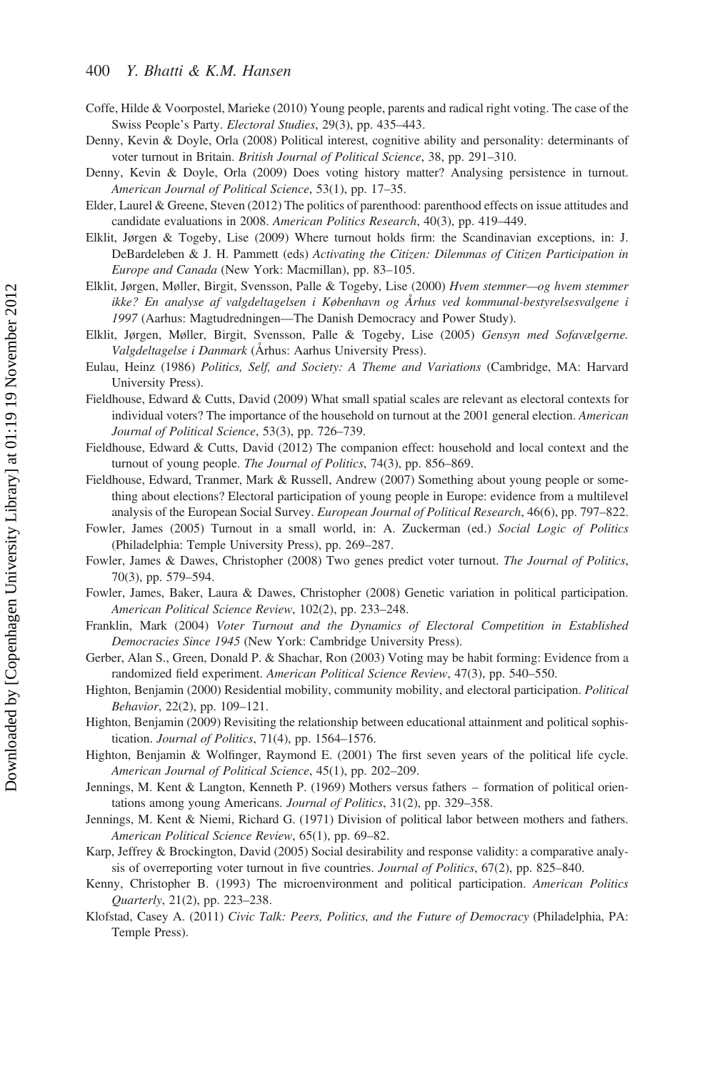Coffe, Hilde & Voorpostel, Marieke (2010) Young people, parents and radical right voting. The case of the Swiss People's Party. *Electoral Studies*, 29(3), pp. 435–443.

Denny, Kevin & Doyle, Orla (2008) Political interest, cognitive ability and personality: determinants of voter turnout in Britain. *British Journal of Political Science*, 38, pp. 291–310.

Denny, Kevin & Doyle, Orla (2009) Does voting history matter? Analysing persistence in turnout. *American Journal of Political Science*, 53(1), pp. 17–35.

Elder, Laurel & Greene, Steven (2012) The politics of parenthood: parenthood effects on issue attitudes and candidate evaluations in 2008. *American Politics Research*, 40(3), pp. 419–449.

Elklit, Jørgen & Togeby, Lise (2009) Where turnout holds firm: the Scandinavian exceptions, in: J. DeBardeleben & J. H. Pammett (eds) *Activating the Citizen: Dilemmas of Citizen Participation in Europe and Canada* (New York: Macmillan), pp. 83–105.

Elklit, Jørgen, Møller, Birgit, Svensson, Palle & Togeby, Lise (2000) *Hvem stemmer—og hvem stemmer ikke? En analyse af valgdeltagelsen i København og Århus ved kommunal-bestyrelsesvalgene i 1997* (Aarhus: Magtudredningen—The Danish Democracy and Power Study).

Elklit, Jørgen, Møller, Birgit, Svensson, Palle & Togeby, Lise (2005) *Gensyn med Sofavælgerne. Valgdeltagelse i Danmark* (Århus: Aarhus University Press).

Eulau, Heinz (1986) *Politics, Self, and Society: A Theme and Variations* (Cambridge, MA: Harvard University Press).

Fieldhouse, Edward & Cutts, David (2009) What small spatial scales are relevant as electoral contexts for individual voters? The importance of the household on turnout at the 2001 general election. *American Journal of Political Science*, 53(3), pp. 726–739.

Fieldhouse, Edward & Cutts, David (2012) The companion effect: household and local context and the turnout of young people. *The Journal of Politics*, 74(3), pp. 856–869.

Fieldhouse, Edward, Tranmer, Mark & Russell, Andrew (2007) Something about young people or something about elections? Electoral participation of young people in Europe: evidence from a multilevel analysis of the European Social Survey. *European Journal of Political Research*, 46(6), pp. 797–822.

Fowler, James (2005) Turnout in a small world, in: A. Zuckerman (ed.) *Social Logic of Politics* (Philadelphia: Temple University Press), pp. 269–287.

Fowler, James & Dawes, Christopher (2008) Two genes predict voter turnout. *The Journal of Politics*, 70(3), pp. 579–594.

Fowler, James, Baker, Laura & Dawes, Christopher (2008) Genetic variation in political participation. *American Political Science Review*, 102(2), pp. 233–248.

Franklin, Mark (2004) *Voter Turnout and the Dynamics of Electoral Competition in Established Democracies Since 1945* (New York: Cambridge University Press).

Gerber, Alan S., Green, Donald P. & Shachar, Ron (2003) Voting may be habit forming: Evidence from a randomized field experiment. *American Political Science Review*, 47(3), pp. 540–550.

Highton, Benjamin (2000) Residential mobility, community mobility, and electoral participation. *Political Behavior*, 22(2), pp. 109–121.

Highton, Benjamin (2009) Revisiting the relationship between educational attainment and political sophistication. *Journal of Politics*, 71(4), pp. 1564–1576.

Highton, Benjamin & Wolfinger, Raymond E. (2001) The first seven years of the political life cycle. *American Journal of Political Science*, 45(1), pp. 202–209.

Jennings, M. Kent & Langton, Kenneth P. (1969) Mothers versus fathers – formation of political orientations among young Americans. *Journal of Politics*, 31(2), pp. 329–358.

Jennings, M. Kent & Niemi, Richard G. (1971) Division of political labor between mothers and fathers. *American Political Science Review*, 65(1), pp. 69–82.

Karp, Jeffrey & Brockington, David (2005) Social desirability and response validity: a comparative analysis of overreporting voter turnout in five countries. *Journal of Politics*, 67(2), pp. 825–840.

Kenny, Christopher B. (1993) The microenvironment and political participation. *American Politics Quarterly*, 21(2), pp. 223–238.

Klofstad, Casey A. (2011) *Civic Talk: Peers, Politics, and the Future of Democracy* (Philadelphia, PA: Temple Press).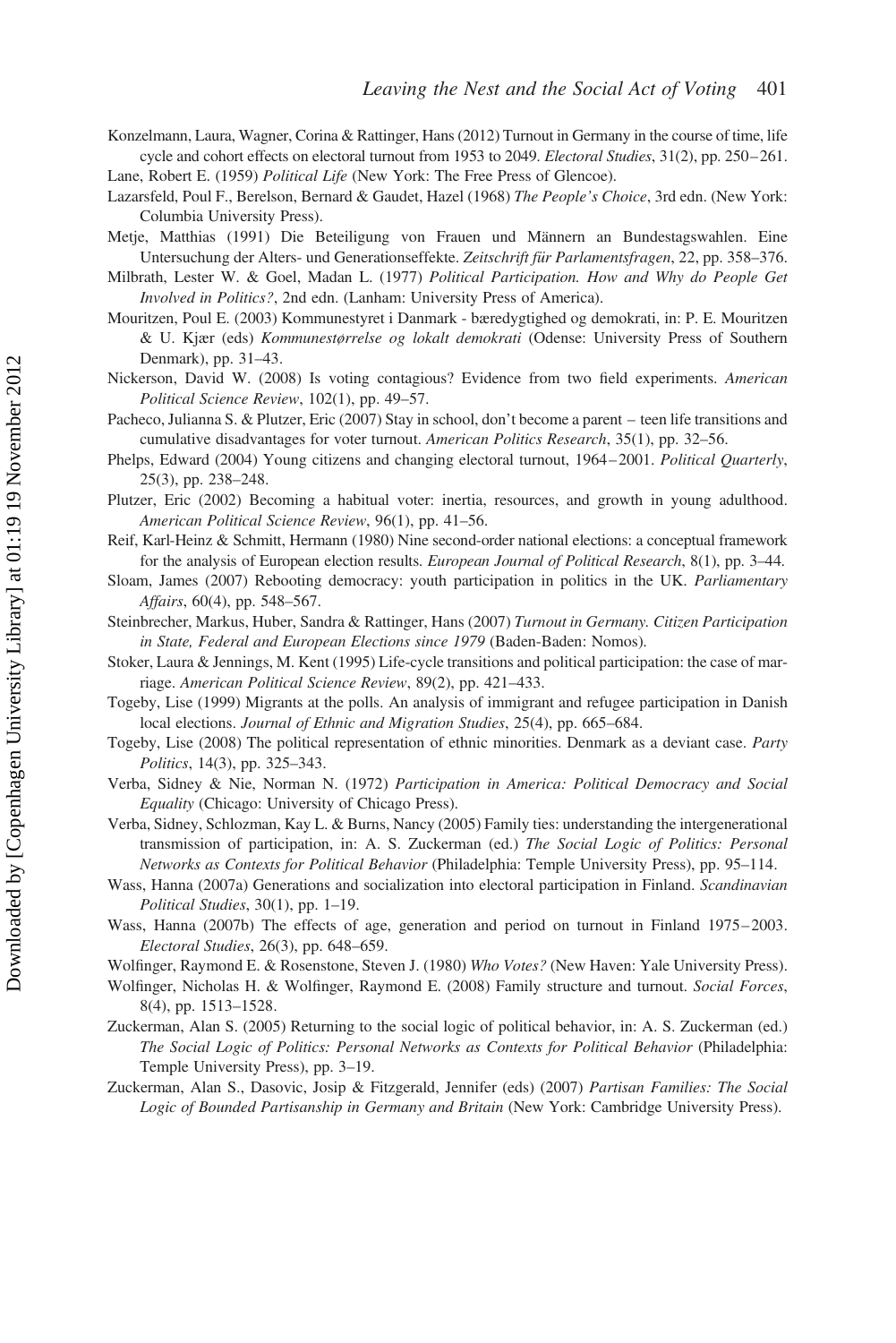Konzelmann, Laura, Wagner, Corina & Rattinger, Hans (2012) Turnout in Germany in the course of time, life cycle and cohort effects on electoral turnout from 1953 to 2049. *Electoral Studies*, 31(2), pp. 250–261.

Lane, Robert E. (1959) *Political Life* (New York: The Free Press of Glencoe).

Lazarsfeld, Poul F., Berelson, Bernard & Gaudet, Hazel (1968) *The People's Choice*, 3rd edn. (New York: Columbia University Press).

Metje, Matthias (1991) Die Beteiligung von Frauen und Männern an Bundestagswahlen. Eine Untersuchung der Alters- und Generationseffekte. *Zeitschrift für Parlamentsfragen*, 22, pp. 358–376.

Milbrath, Lester W. & Goel, Madan L. (1977) *Political Participation. How and Why do People Get Involved in Politics?*, 2nd edn. (Lanham: University Press of America).

Mouritzen, Poul E. (2003) Kommunestyret i Danmark - bæredygtighed og demokrati, in: P. E. Mouritzen & U. Kjær (eds) *Kommunestørrelse og lokalt demokrati* (Odense: University Press of Southern Denmark), pp. 31–43.

Nickerson, David W. (2008) Is voting contagious? Evidence from two field experiments. *American Political Science Review*, 102(1), pp. 49–57.

Pacheco, Julianna S. & Plutzer, Eric (2007) Stay in school, don't become a parent – teen life transitions and cumulative disadvantages for voter turnout. *American Politics Research*, 35(1), pp. 32–56.

Phelps, Edward (2004) Young citizens and changing electoral turnout, 1964–2001. *Political Quarterly*, 25(3), pp. 238–248.

Plutzer, Eric (2002) Becoming a habitual voter: inertia, resources, and growth in young adulthood. *American Political Science Review*, 96(1), pp. 41–56.

Reif, Karl-Heinz & Schmitt, Hermann (1980) Nine second-order national elections: a conceptual framework for the analysis of European election results. *European Journal of Political Research*, 8(1), pp. 3–44.

Sloam, James (2007) Rebooting democracy: youth participation in politics in the UK. *Parliamentary Affairs*, 60(4), pp. 548–567.

Steinbrecher, Markus, Huber, Sandra & Rattinger, Hans (2007) *Turnout in Germany. Citizen Participation in State, Federal and European Elections since 1979* (Baden-Baden: Nomos).

Stoker, Laura & Jennings, M. Kent (1995) Life-cycle transitions and political participation: the case of marriage. *American Political Science Review*, 89(2), pp. 421–433.

Togeby, Lise (1999) Migrants at the polls. An analysis of immigrant and refugee participation in Danish local elections. *Journal of Ethnic and Migration Studies*, 25(4), pp. 665–684.

Togeby, Lise (2008) The political representation of ethnic minorities. Denmark as a deviant case. *Party Politics*, 14(3), pp. 325–343.

Verba, Sidney & Nie, Norman N. (1972) *Participation in America: Political Democracy and Social Equality* (Chicago: University of Chicago Press).

Verba, Sidney, Schlozman, Kay L. & Burns, Nancy (2005) Family ties: understanding the intergenerational transmission of participation, in: A. S. Zuckerman (ed.) *The Social Logic of Politics: Personal Networks as Contexts for Political Behavior* (Philadelphia: Temple University Press), pp. 95–114.

Wass, Hanna (2007a) Generations and socialization into electoral participation in Finland. *Scandinavian Political Studies*, 30(1), pp. 1–19.

Wass, Hanna (2007b) The effects of age, generation and period on turnout in Finland 1975–2003. *Electoral Studies*, 26(3), pp. 648–659.

Wolfinger, Raymond E. & Rosenstone, Steven J. (1980) *Who Votes?* (New Haven: Yale University Press).

Wolfinger, Nicholas H. & Wolfinger, Raymond E. (2008) Family structure and turnout. *Social Forces*, 8(4), pp. 1513–1528.

Zuckerman, Alan S. (2005) Returning to the social logic of political behavior, in: A. S. Zuckerman (ed.) *The Social Logic of Politics: Personal Networks as Contexts for Political Behavior* (Philadelphia: Temple University Press), pp. 3–19.

Zuckerman, Alan S., Dasovic, Josip & Fitzgerald, Jennifer (eds) (2007) *Partisan Families: The Social Logic of Bounded Partisanship in Germany and Britain* (New York: Cambridge University Press).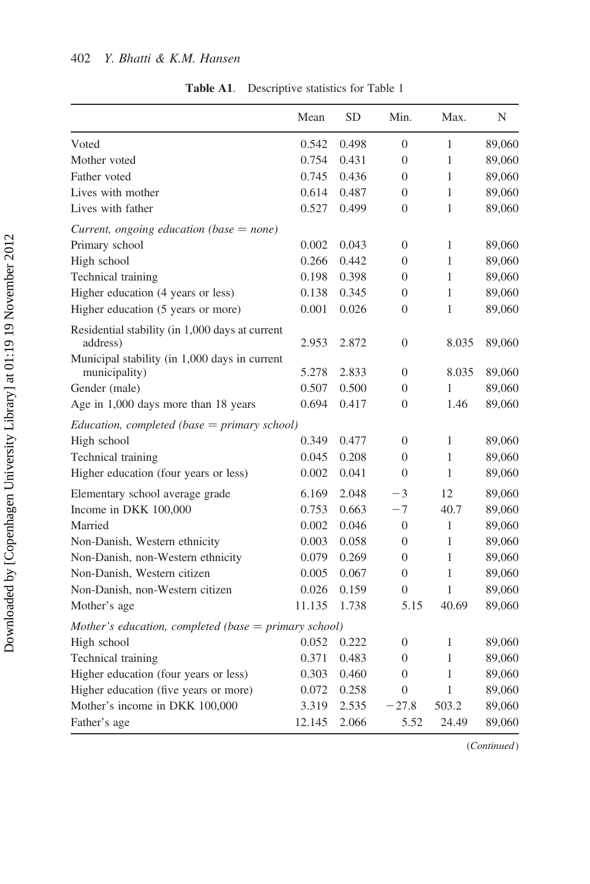**Table A1**. Descriptive statistics for Table 1

| | Mean | SD | Min. | Max. | N |
|---|---|---|---|---|---|
| Voted | 0.542 | 0.498 | 0 | 1 | 89,060 |
| Mother voted | 0.754 | 0.431 | 0 | 1 | 89,060 |
| Father voted | 0.745 | 0.436 | 0 | 1 | 89,060 |
| Lives with mother | 0.614 | 0.487 | 0 | 1 | 89,060 |
| Lives with father | 0.527 | 0.499 | 0 | 1 | 89,060 |
| *Current, ongoing education (base = none)* | | | | | |
| Primary school | 0.002 | 0.043 | 0 | 1 | 89,060 |
| High school | 0.266 | 0.442 | 0 | 1 | 89,060 |
| Technical training | 0.198 | 0.398 | 0 | 1 | 89,060 |
| Higher education (4 years or less) | 0.138 | 0.345 | 0 | 1 | 89,060 |
| Higher education (5 years or more) | 0.001 | 0.026 | 0 | 1 | 89,060 |
| Residential stability (in 1,000 days at current address) | 2.953 | 2.872 | 0 | 8.035 | 89,060 |
| Municipal stability (in 1,000 days in current municipality) | 5.278 | 2.833 | 0 | 8.035 | 89,060 |
| Gender (male) | 0.507 | 0.500 | 0 | 1 | 89,060 |
| Age in 1,000 days more than 18 years | 0.694 | 0.417 | 0 | 1.46 | 89,060 |
| *Education, completed (base = primary school)* | | | | | |
| High school | 0.349 | 0.477 | 0 | 1 | 89,060 |
| Technical training | 0.045 | 0.208 | 0 | 1 | 89,060 |
| Higher education (four years or less) | 0.002 | 0.041 | 0 | 1 | 89,060 |
| Elementary school average grade | 6.169 | 2.048 | −3 | 12 | 89,060 |
| Income in DKK 100,000 | 0.753 | 0.663 | −7 | 40.7 | 89,060 |
| Married | 0.002 | 0.046 | 0 | 1 | 89,060 |
| Non-Danish, Western ethnicity | 0.003 | 0.058 | 0 | 1 | 89,060 |
| Non-Danish, non-Western ethnicity | 0.079 | 0.269 | 0 | 1 | 89,060 |
| Non-Danish, Western citizen | 0.005 | 0.067 | 0 | 1 | 89,060 |
| Non-Danish, non-Western citizen | 0.026 | 0.159 | 0 | 1 | 89,060 |
| Mother's age | 11.135 | 1.738 | 5.15 | 40.69 | 89,060 |
| *Mother's education, completed (base = primary school)* | | | | | |
| High school | 0.052 | 0.222 | 0 | 1 | 89,060 |
| Technical training | 0.371 | 0.483 | 0 | 1 | 89,060 |
| Higher education (four years or less) | 0.303 | 0.460 | 0 | 1 | 89,060 |
| Higher education (five years or more) | 0.072 | 0.258 | 0 | 1 | 89,060 |
| Mother's income in DKK 100,000 | 3.319 | 2.535 | −27.8 | 503.2 | 89,060 |
| Father's age | 12.145 | 2.066 | 5.52 | 24.49 | 89,060 |

(*Continued*)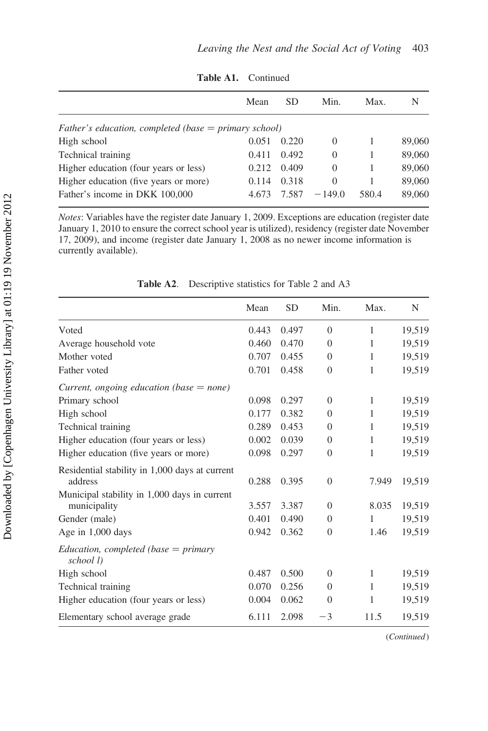**Table A1.** Continued

| | Mean | SD | Min. | Max. | N |
|---|---|---|---|---|---|
| *Father's education, completed (base = primary school)* | | | | | |
| High school | 0.051 | 0.220 | 0 | 1 | 89,060 |
| Technical training | 0.411 | 0.492 | 0 | 1 | 89,060 |
| Higher education (four years or less) | 0.212 | 0.409 | 0 | 1 | 89,060 |
| Higher education (five years or more) | 0.114 | 0.318 | 0 | 1 | 89,060 |
| Father's income in DKK 100,000 | 4.673 | 7.587 | −149.0 | 580.4 | 89,060 |

*Notes*: Variables have the register date January 1, 2009. Exceptions are education (register date January 1, 2010 to ensure the correct school year is utilized), residency (register date November 17, 2009), and income (register date January 1, 2008 as no newer income information is currently available).

**Table A2**. Descriptive statistics for Table 2 and A3

| | Mean | SD | Min. | Max. | N |
|---|---|---|---|---|---|
| Voted | 0.443 | 0.497 | 0 | 1 | 19,519 |
| Average household vote | 0.460 | 0.470 | 0 | 1 | 19,519 |
| Mother voted | 0.707 | 0.455 | 0 | 1 | 19,519 |
| Father voted | 0.701 | 0.458 | 0 | 1 | 19,519 |
| *Current, ongoing education (base = none)* | | | | | |
| Primary school | 0.098 | 0.297 | 0 | 1 | 19,519 |
| High school | 0.177 | 0.382 | 0 | 1 | 19,519 |
| Technical training | 0.289 | 0.453 | 0 | 1 | 19,519 |
| Higher education (four years or less) | 0.002 | 0.039 | 0 | 1 | 19,519 |
| Higher education (five years or more) | 0.098 | 0.297 | 0 | 1 | 19,519 |
| Residential stability in 1,000 days at current address | 0.288 | 0.395 | 0 | 7.949 | 19,519 |
| Municipal stability in 1,000 days in current municipality | 3.557 | 3.387 | 0 | 8.035 | 19,519 |
| Gender (male) | 0.401 | 0.490 | 0 | 1 | 19,519 |
| Age in 1,000 days | 0.942 | 0.362 | 0 | 1.46 | 19,519 |
| *Education, completed (base = primary school l)* | | | | | |
| High school | 0.487 | 0.500 | 0 | 1 | 19,519 |
| Technical training | 0.070 | 0.256 | 0 | 1 | 19,519 |
| Higher education (four years or less) | 0.004 | 0.062 | 0 | 1 | 19,519 |
| Elementary school average grade | 6.111 | 2.098 | −3 | 11.5 | 19,519 |

(*Continued*)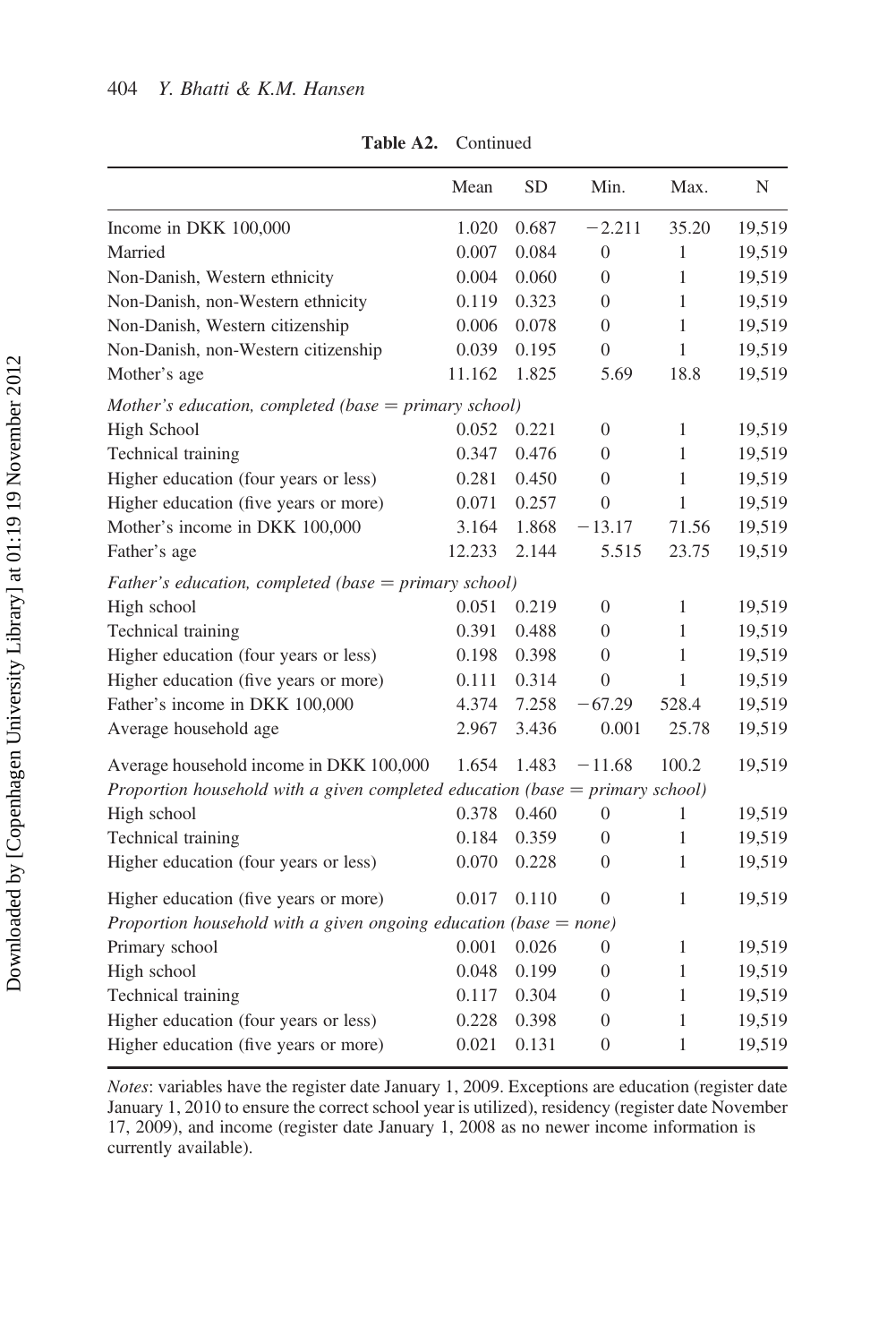**Table A2.** Continued

| | Mean | SD | Min. | Max. | N |
|---|---|---|---|---|---|
| Income in DKK 100,000 | 1.020 | 0.687 | −2.211 | 35.20 | 19,519 |
| Married | 0.007 | 0.084 | 0 | 1 | 19,519 |
| Non-Danish, Western ethnicity | 0.004 | 0.060 | 0 | 1 | 19,519 |
| Non-Danish, non-Western ethnicity | 0.119 | 0.323 | 0 | 1 | 19,519 |
| Non-Danish, Western citizenship | 0.006 | 0.078 | 0 | 1 | 19,519 |
| Non-Danish, non-Western citizenship | 0.039 | 0.195 | 0 | 1 | 19,519 |
| Mother's age | 11.162 | 1.825 | 5.69 | 18.8 | 19,519 |
| *Mother's education, completed (base = primary school)* | | | | | |
| High School | 0.052 | 0.221 | 0 | 1 | 19,519 |
| Technical training | 0.347 | 0.476 | 0 | 1 | 19,519 |
| Higher education (four years or less) | 0.281 | 0.450 | 0 | 1 | 19,519 |
| Higher education (five years or more) | 0.071 | 0.257 | 0 | 1 | 19,519 |
| Mother's income in DKK 100,000 | 3.164 | 1.868 | −13.17 | 71.56 | 19,519 |
| Father's age | 12.233 | 2.144 | 5.515 | 23.75 | 19,519 |
| *Father's education, completed (base = primary school)* | | | | | |
| High school | 0.051 | 0.219 | 0 | 1 | 19,519 |
| Technical training | 0.391 | 0.488 | 0 | 1 | 19,519 |
| Higher education (four years or less) | 0.198 | 0.398 | 0 | 1 | 19,519 |
| Higher education (five years or more) | 0.111 | 0.314 | 0 | 1 | 19,519 |
| Father's income in DKK 100,000 | 4.374 | 7.258 | −67.29 | 528.4 | 19,519 |
| Average household age | 2.967 | 3.436 | 0.001 | 25.78 | 19,519 |
| Average household income in DKK 100,000 | 1.654 | 1.483 | −11.68 | 100.2 | 19,519 |
| *Proportion household with a given completed education (base = primary school)* | | | | | |
| High school | 0.378 | 0.460 | 0 | 1 | 19,519 |
| Technical training | 0.184 | 0.359 | 0 | 1 | 19,519 |
| Higher education (four years or less) | 0.070 | 0.228 | 0 | 1 | 19,519 |
| Higher education (five years or more) | 0.017 | 0.110 | 0 | 1 | 19,519 |
| *Proportion household with a given ongoing education (base = none)* | | | | | |
| Primary school | 0.001 | 0.026 | 0 | 1 | 19,519 |
| High school | 0.048 | 0.199 | 0 | 1 | 19,519 |
| Technical training | 0.117 | 0.304 | 0 | 1 | 19,519 |
| Higher education (four years or less) | 0.228 | 0.398 | 0 | 1 | 19,519 |
| Higher education (five years or more) | 0.021 | 0.131 | 0 | 1 | 19,519 |

*Notes*: variables have the register date January 1, 2009. Exceptions are education (register date January 1, 2010 to ensure the correct school year is utilized), residency (register date November 17, 2009), and income (register date January 1, 2008 as no newer income information is currently available).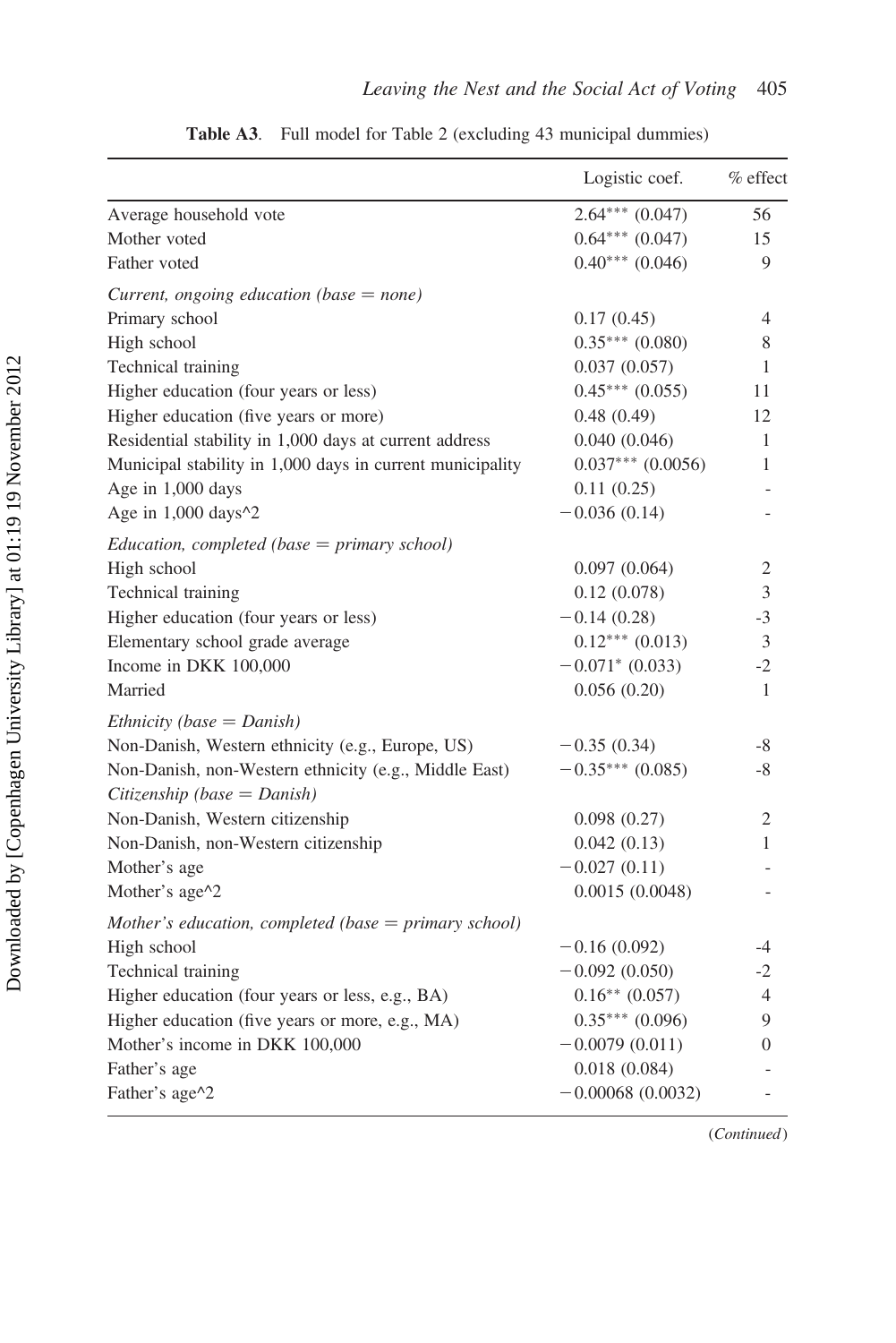**Table A3**. Full model for Table 2 (excluding 43 municipal dummies)

| | Logistic coef. | % effect |
|---|---|---|
| Average household vote | 2.64*** (0.047) | 56 |
| Mother voted | 0.64*** (0.047) | 15 |
| Father voted | 0.40*** (0.046) | 9 |
| *Current, ongoing education (base = none)* | | |
| Primary school | 0.17 (0.45) | 4 |
| High school | 0.35*** (0.080) | 8 |
| Technical training | 0.037 (0.057) | 1 |
| Higher education (four years or less) | 0.45*** (0.055) | 11 |
| Higher education (five years or more) | 0.48 (0.49) | 12 |
| Residential stability in 1,000 days at current address | 0.040 (0.046) | 1 |
| Municipal stability in 1,000 days in current municipality | 0.037*** (0.0056) | 1 |
| Age in 1,000 days | 0.11 (0.25) | - |
| Age in 1,000 days^2 | −0.036 (0.14) | - |
| *Education, completed (base = primary school)* | | |
| High school | 0.097 (0.064) | 2 |
| Technical training | 0.12 (0.078) | 3 |
| Higher education (four years or less) | −0.14 (0.28) | -3 |
| Elementary school grade average | 0.12*** (0.013) | 3 |
| Income in DKK 100,000 | −0.071* (0.033) | -2 |
| Married | 0.056 (0.20) | 1 |
| *Ethnicity (base = Danish)* | | |
| Non-Danish, Western ethnicity (e.g., Europe, US) | −0.35 (0.34) | -8 |
| Non-Danish, non-Western ethnicity (e.g., Middle East) | −0.35*** (0.085) | -8 |
| *Citizenship (base = Danish)* | | |
| Non-Danish, Western citizenship | 0.098 (0.27) | 2 |
| Non-Danish, non-Western citizenship | 0.042 (0.13) | 1 |
| Mother's age | −0.027 (0.11) | - |
| Mother's age^2 | 0.0015 (0.0048) | - |
| *Mother's education, completed (base = primary school)* | | |
| High school | −0.16 (0.092) | -4 |
| Technical training | −0.092 (0.050) | -2 |
| Higher education (four years or less, e.g., BA) | 0.16** (0.057) | 4 |
| Higher education (five years or more, e.g., MA) | 0.35*** (0.096) | 9 |
| Mother's income in DKK 100,000 | −0.0079 (0.011) | 0 |
| Father's age | 0.018 (0.084) | - |
| Father's age^2 | −0.00068 (0.0032) | - |

(*Continued*)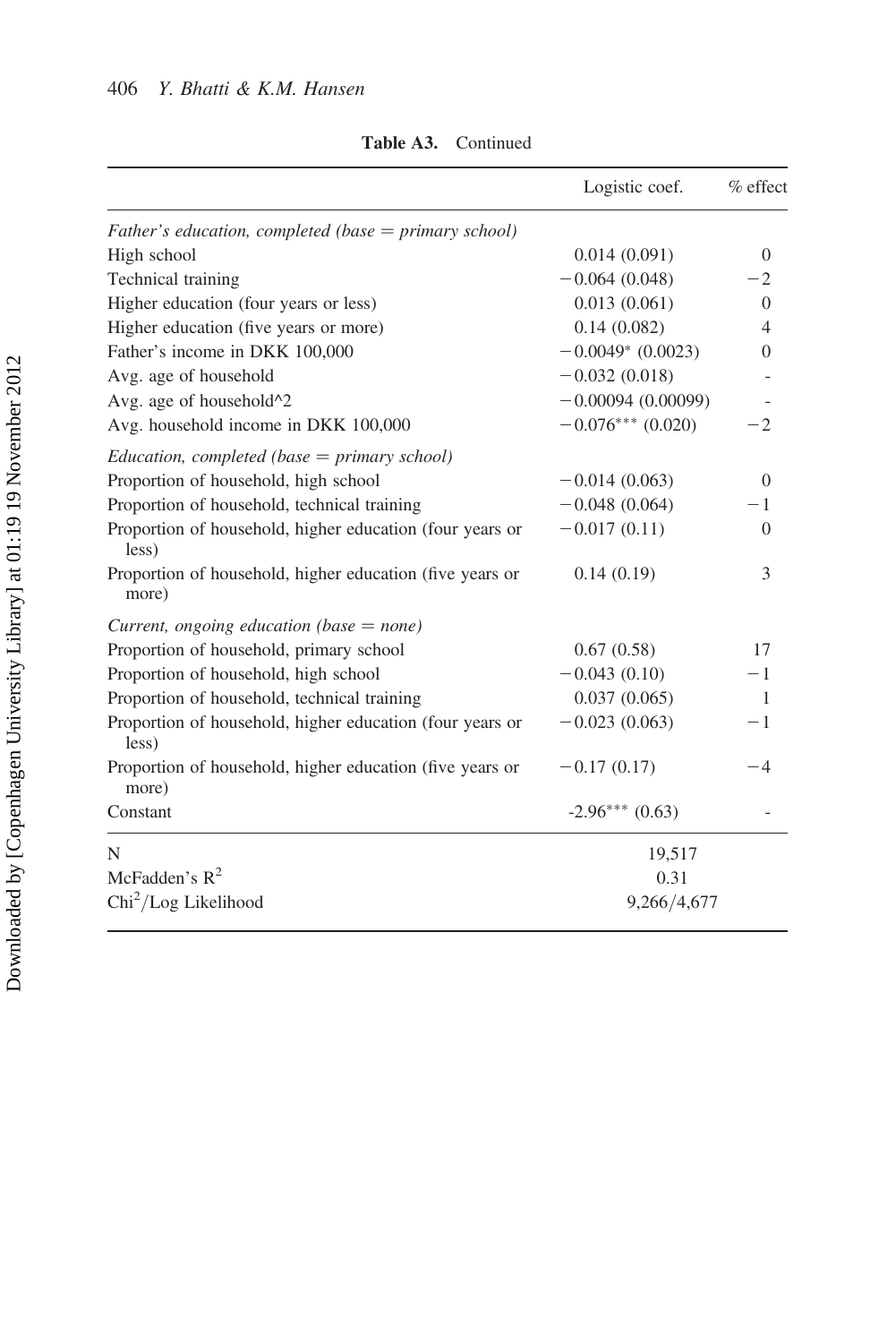**Table A3.** Continued

| | Logistic coef. | % effect |
|---|---|---|
| *Father's education, completed (base = primary school)* | | |
| High school | 0.014 (0.091) | 0 |
| Technical training | −0.064 (0.048) | −2 |
| Higher education (four years or less) | 0.013 (0.061) | 0 |
| Higher education (five years or more) | 0.14 (0.082) | 4 |
| Father's income in DKK 100,000 | −0.0049* (0.0023) | 0 |
| Avg. age of household | −0.032 (0.018) | - |
| Avg. age of household^2 | −0.00094 (0.00099) | - |
| Avg. household income in DKK 100,000 | −0.076*** (0.020) | −2 |
| *Education, completed (base = primary school)* | | |
| Proportion of household, high school | −0.014 (0.063) | 0 |
| Proportion of household, technical training | −0.048 (0.064) | −1 |
| Proportion of household, higher education (four years or less) | −0.017 (0.11) | 0 |
| Proportion of household, higher education (five years or more) | 0.14 (0.19) | 3 |
| *Current, ongoing education (base = none)* | | |
| Proportion of household, primary school | 0.67 (0.58) | 17 |
| Proportion of household, high school | −0.043 (0.10) | −1 |
| Proportion of household, technical training | 0.037 (0.065) | 1 |
| Proportion of household, higher education (four years or less) | −0.023 (0.063) | −1 |
| Proportion of household, higher education (five years or more) | −0.17 (0.17) | −4 |
| Constant | -2.96*** (0.63) | - |
| N | 19,517 | |
| McFadden's $R^2$ | 0.31 | |
| $Chi^2$/Log Likelihood | 9,266/4,677 | |